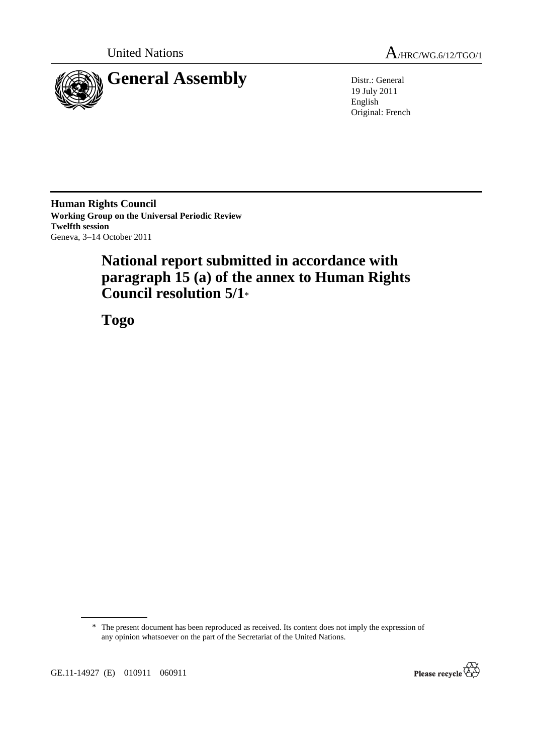United Nations

A/HRC/WG.6/12/TGO/1

# General Assembly

Distr.: General
19 July 2011
English
Original: French

**Human Rights Council**
**Working Group on the Universal Periodic Review**
**Twelfth session**
Geneva, 3–14 October 2011

# National report submitted in accordance with paragraph 15 (a) of the annex to Human Rights Council resolution 5/1*

# Togo

---

\* The present document has been reproduced as received. Its content does not imply the expression of any opinion whatsoever on the part of the Secretariat of the United Nations.

GE.11-14927 (E) 010911 060911

Please recycle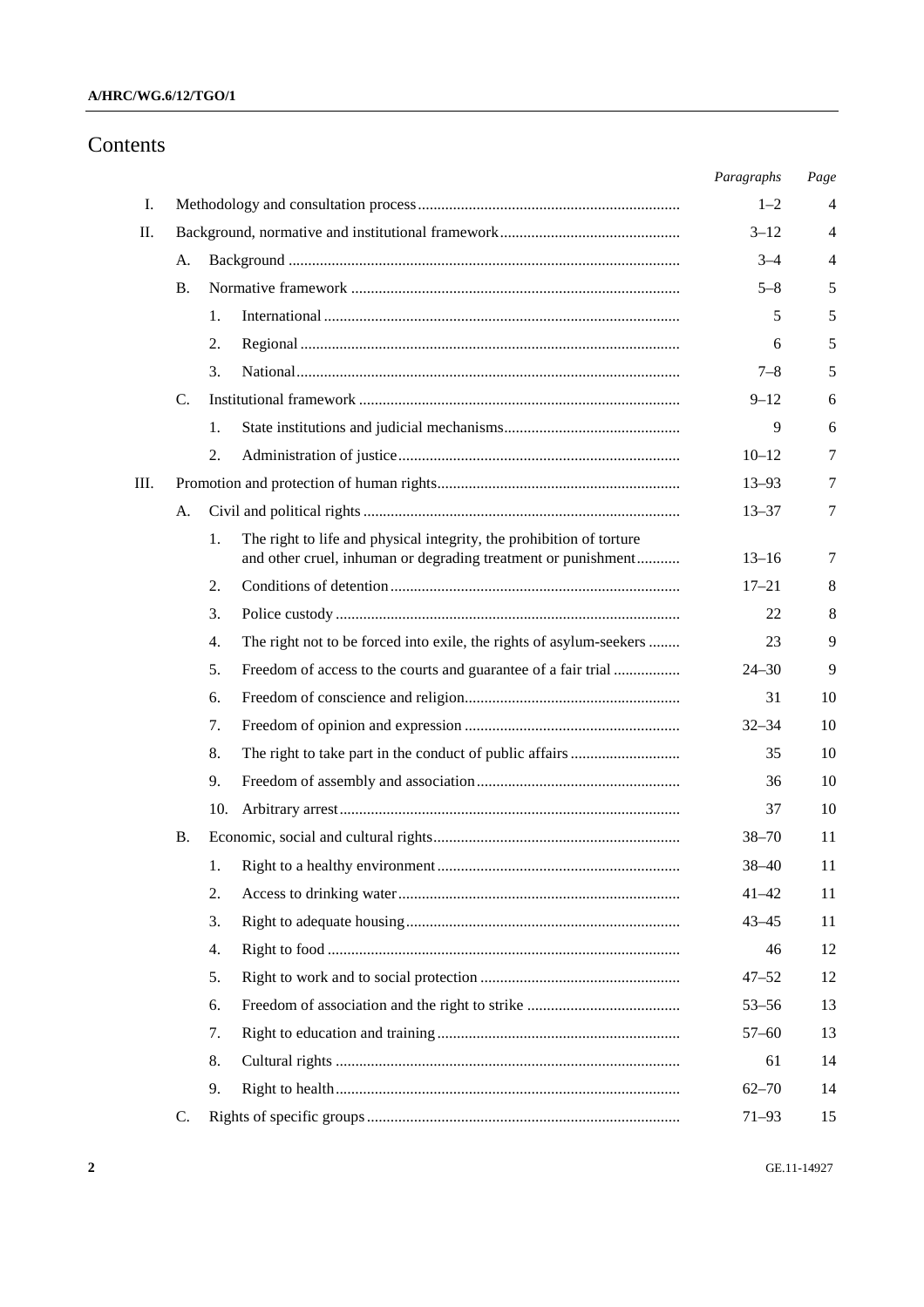# Contents

| | | | | Paragraphs | Page |
|---|---|---|---|---|---|
| I. | Methodology and consultation process | | | 1–2 | 4 |
| II. | Background, normative and institutional framework | | | 3–12 | 4 |
| | A. | Background | | 3–4 | 4 |
| | B. | Normative framework | | 5–8 | 5 |
| | | 1. | International | 5 | 5 |
| | | 2. | Regional | 6 | 5 |
| | | 3. | National | 7–8 | 5 |
| | C. | Institutional framework | | 9–12 | 6 |
| | | 1. | State institutions and judicial mechanisms | 9 | 6 |
| | | 2. | Administration of justice | 10–12 | 7 |
| III. | Promotion and protection of human rights | | | 13–93 | 7 |
| | A. | Civil and political rights | | 13–37 | 7 |
| | | 1. | The right to life and physical integrity, the prohibition of torture and other cruel, inhuman or degrading treatment or punishment | 13–16 | 7 |
| | | 2. | Conditions of detention | 17–21 | 8 |
| | | 3. | Police custody | 22 | 8 |
| | | 4. | The right not to be forced into exile, the rights of asylum-seekers | 23 | 9 |
| | | 5. | Freedom of access to the courts and guarantee of a fair trial | 24–30 | 9 |
| | | 6. | Freedom of conscience and religion | 31 | 10 |
| | | 7. | Freedom of opinion and expression | 32–34 | 10 |
| | | 8. | The right to take part in the conduct of public affairs | 35 | 10 |
| | | 9. | Freedom of assembly and association | 36 | 10 |
| | | 10. | Arbitrary arrest | 37 | 10 |
| | B. | Economic, social and cultural rights | | 38–70 | 11 |
| | | 1. | Right to a healthy environment | 38–40 | 11 |
| | | 2. | Access to drinking water | 41–42 | 11 |
| | | 3. | Right to adequate housing | 43–45 | 11 |
| | | 4. | Right to food | 46 | 12 |
| | | 5. | Right to work and to social protection | 47–52 | 12 |
| | | 6. | Freedom of association and the right to strike | 53–56 | 13 |
| | | 7. | Right to education and training | 57–60 | 13 |
| | | 8. | Cultural rights | 61 | 14 |
| | | 9. | Right to health | 62–70 | 14 |
| | C. | Rights of specific groups | | 71–93 | 15 |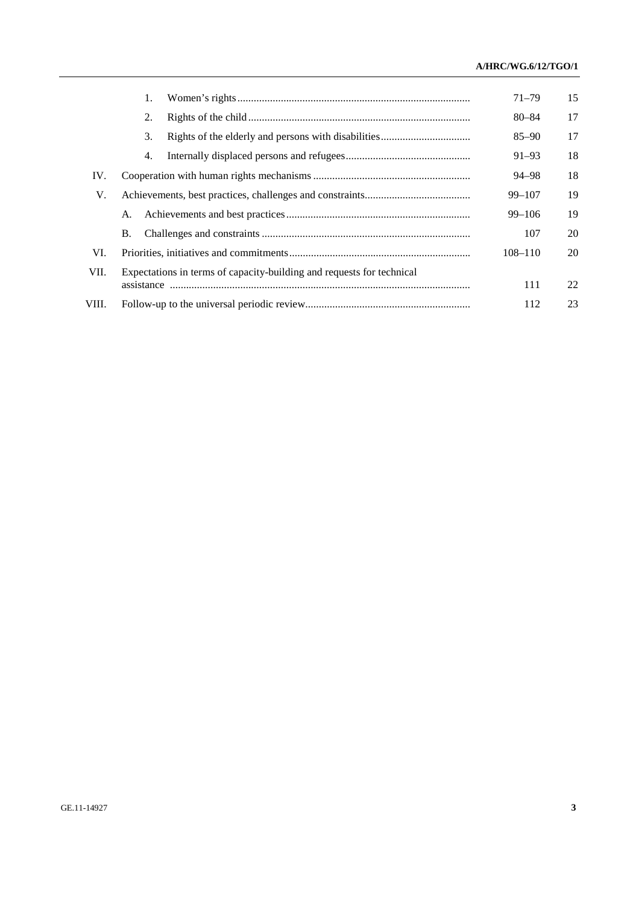| | | | Paragraphs | Page |
|---|---|---|---|---|
| | 1. | Women's rights | 71–79 | 15 |
| | 2. | Rights of the child | 80–84 | 17 |
| | 3. | Rights of the elderly and persons with disabilities | 85–90 | 17 |
| | 4. | Internally displaced persons and refugees | 91–93 | 18 |
| IV. | | Cooperation with human rights mechanisms | 94–98 | 18 |
| V. | | Achievements, best practices, challenges and constraints | 99–107 | 19 |
| | A. | Achievements and best practices | 99–106 | 19 |
| | B. | Challenges and constraints | 107 | 20 |
| VI. | | Priorities, initiatives and commitments | 108–110 | 20 |
| VII. | | Expectations in terms of capacity-building and requests for technical assistance | 111 | 22 |
| VIII. | | Follow-up to the universal periodic review | 112 | 23 |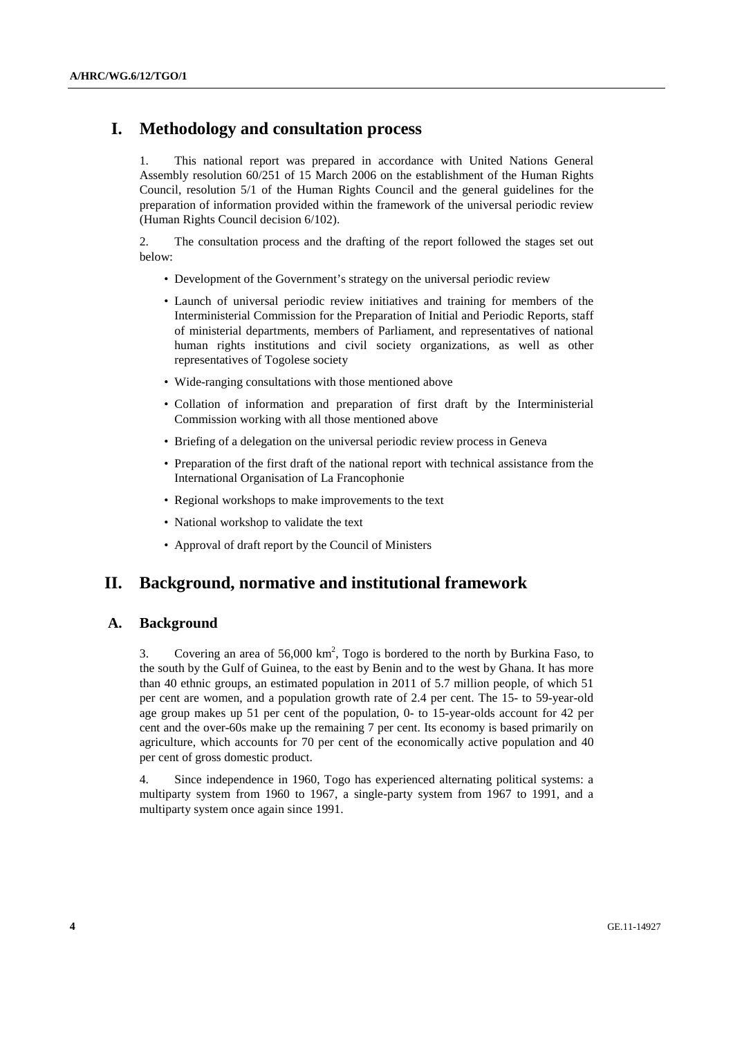# I. Methodology and consultation process

1. This national report was prepared in accordance with United Nations General Assembly resolution 60/251 of 15 March 2006 on the establishment of the Human Rights Council, resolution 5/1 of the Human Rights Council and the general guidelines for the preparation of information provided within the framework of the universal periodic review (Human Rights Council decision 6/102).

2. The consultation process and the drafting of the report followed the stages set out below:

- Development of the Government's strategy on the universal periodic review
- Launch of universal periodic review initiatives and training for members of the Interministerial Commission for the Preparation of Initial and Periodic Reports, staff of ministerial departments, members of Parliament, and representatives of national human rights institutions and civil society organizations, as well as other representatives of Togolese society
- Wide-ranging consultations with those mentioned above
- Collation of information and preparation of first draft by the Interministerial Commission working with all those mentioned above
- Briefing of a delegation on the universal periodic review process in Geneva
- Preparation of the first draft of the national report with technical assistance from the International Organisation of La Francophonie
- Regional workshops to make improvements to the text
- National workshop to validate the text
- Approval of draft report by the Council of Ministers

# II. Background, normative and institutional framework

## A. Background

3. Covering an area of 56,000 $km^2$, Togo is bordered to the north by Burkina Faso, to the south by the Gulf of Guinea, to the east by Benin and to the west by Ghana. It has more than 40 ethnic groups, an estimated population in 2011 of 5.7 million people, of which 51 per cent are women, and a population growth rate of 2.4 per cent. The 15- to 59-year-old age group makes up 51 per cent of the population, 0- to 15-year-olds account for 42 per cent and the over-60s make up the remaining 7 per cent. Its economy is based primarily on agriculture, which accounts for 70 per cent of the economically active population and 40 per cent of gross domestic product.

4. Since independence in 1960, Togo has experienced alternating political systems: a multiparty system from 1960 to 1967, a single-party system from 1967 to 1991, and a multiparty system once again since 1991.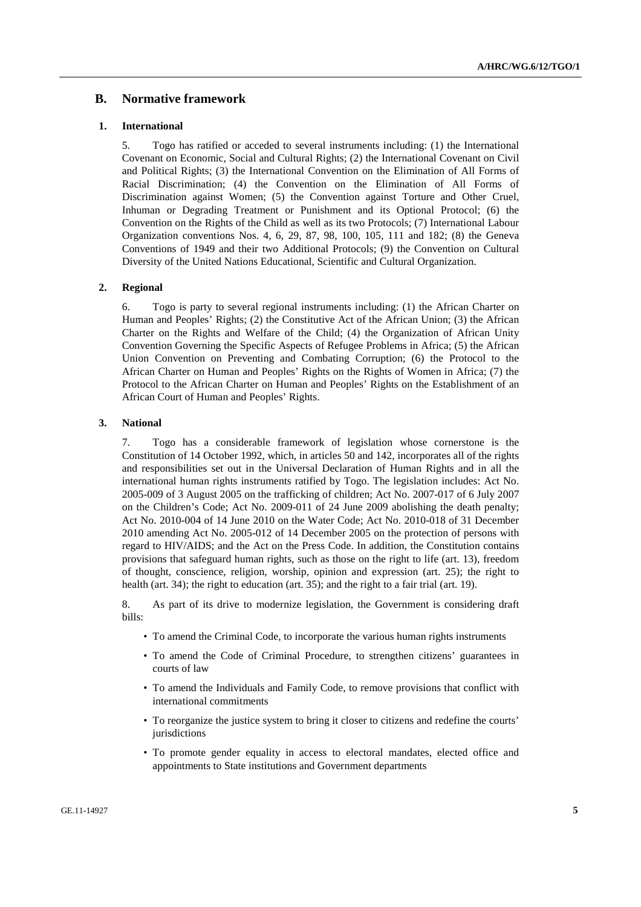## B. Normative framework

### 1. International

5. Togo has ratified or acceded to several instruments including: (1) the International Covenant on Economic, Social and Cultural Rights; (2) the International Covenant on Civil and Political Rights; (3) the International Convention on the Elimination of All Forms of Racial Discrimination; (4) the Convention on the Elimination of All Forms of Discrimination against Women; (5) the Convention against Torture and Other Cruel, Inhuman or Degrading Treatment or Punishment and its Optional Protocol; (6) the Convention on the Rights of the Child as well as its two Protocols; (7) International Labour Organization conventions Nos. 4, 6, 29, 87, 98, 100, 105, 111 and 182; (8) the Geneva Conventions of 1949 and their two Additional Protocols; (9) the Convention on Cultural Diversity of the United Nations Educational, Scientific and Cultural Organization.

### 2. Regional

6. Togo is party to several regional instruments including: (1) the African Charter on Human and Peoples' Rights; (2) the Constitutive Act of the African Union; (3) the African Charter on the Rights and Welfare of the Child; (4) the Organization of African Unity Convention Governing the Specific Aspects of Refugee Problems in Africa; (5) the African Union Convention on Preventing and Combating Corruption; (6) the Protocol to the African Charter on Human and Peoples' Rights on the Rights of Women in Africa; (7) the Protocol to the African Charter on Human and Peoples' Rights on the Establishment of an African Court of Human and Peoples' Rights.

### 3. National

7. Togo has a considerable framework of legislation whose cornerstone is the Constitution of 14 October 1992, which, in articles 50 and 142, incorporates all of the rights and responsibilities set out in the Universal Declaration of Human Rights and in all the international human rights instruments ratified by Togo. The legislation includes: Act No. 2005-009 of 3 August 2005 on the trafficking of children; Act No. 2007-017 of 6 July 2007 on the Children's Code; Act No. 2009-011 of 24 June 2009 abolishing the death penalty; Act No. 2010-004 of 14 June 2010 on the Water Code; Act No. 2010-018 of 31 December 2010 amending Act No. 2005-012 of 14 December 2005 on the protection of persons with regard to HIV/AIDS; and the Act on the Press Code. In addition, the Constitution contains provisions that safeguard human rights, such as those on the right to life (art. 13), freedom of thought, conscience, religion, worship, opinion and expression (art. 25); the right to health (art. 34); the right to education (art. 35); and the right to a fair trial (art. 19).

8. As part of its drive to modernize legislation, the Government is considering draft bills:

- To amend the Criminal Code, to incorporate the various human rights instruments
- To amend the Code of Criminal Procedure, to strengthen citizens' guarantees in courts of law
- To amend the Individuals and Family Code, to remove provisions that conflict with international commitments
- To reorganize the justice system to bring it closer to citizens and redefine the courts' jurisdictions
- To promote gender equality in access to electoral mandates, elected office and appointments to State institutions and Government departments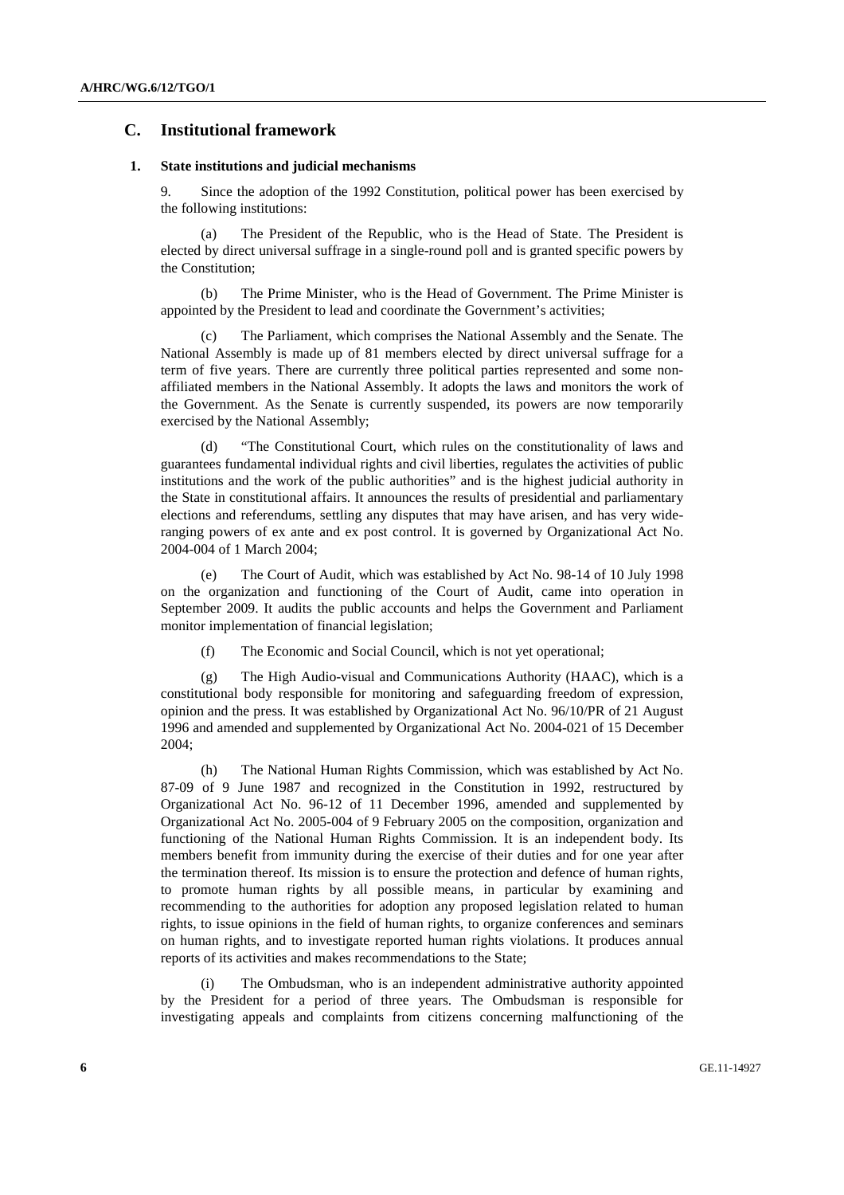## C. Institutional framework

### 1. State institutions and judicial mechanisms

9. Since the adoption of the 1992 Constitution, political power has been exercised by the following institutions:

(a) The President of the Republic, who is the Head of State. The President is elected by direct universal suffrage in a single-round poll and is granted specific powers by the Constitution;

(b) The Prime Minister, who is the Head of Government. The Prime Minister is appointed by the President to lead and coordinate the Government's activities;

(c) The Parliament, which comprises the National Assembly and the Senate. The National Assembly is made up of 81 members elected by direct universal suffrage for a term of five years. There are currently three political parties represented and some non-affiliated members in the National Assembly. It adopts the laws and monitors the work of the Government. As the Senate is currently suspended, its powers are now temporarily exercised by the National Assembly;

(d) "The Constitutional Court, which rules on the constitutionality of laws and guarantees fundamental individual rights and civil liberties, regulates the activities of public institutions and the work of the public authorities" and is the highest judicial authority in the State in constitutional affairs. It announces the results of presidential and parliamentary elections and referendums, settling any disputes that may have arisen, and has very wide-ranging powers of ex ante and ex post control. It is governed by Organizational Act No. 2004-004 of 1 March 2004;

(e) The Court of Audit, which was established by Act No. 98-14 of 10 July 1998 on the organization and functioning of the Court of Audit, came into operation in September 2009. It audits the public accounts and helps the Government and Parliament monitor implementation of financial legislation;

(f) The Economic and Social Council, which is not yet operational;

(g) The High Audio-visual and Communications Authority (HAAC), which is a constitutional body responsible for monitoring and safeguarding freedom of expression, opinion and the press. It was established by Organizational Act No. 96/10/PR of 21 August 1996 and amended and supplemented by Organizational Act No. 2004-021 of 15 December 2004;

(h) The National Human Rights Commission, which was established by Act No. 87-09 of 9 June 1987 and recognized in the Constitution in 1992, restructured by Organizational Act No. 96-12 of 11 December 1996, amended and supplemented by Organizational Act No. 2005-004 of 9 February 2005 on the composition, organization and functioning of the National Human Rights Commission. It is an independent body. Its members benefit from immunity during the exercise of their duties and for one year after the termination thereof. Its mission is to ensure the protection and defence of human rights, to promote human rights by all possible means, in particular by examining and recommending to the authorities for adoption any proposed legislation related to human rights, to issue opinions in the field of human rights, to organize conferences and seminars on human rights, and to investigate reported human rights violations. It produces annual reports of its activities and makes recommendations to the State;

(i) The Ombudsman, who is an independent administrative authority appointed by the President for a period of three years. The Ombudsman is responsible for investigating appeals and complaints from citizens concerning malfunctioning of the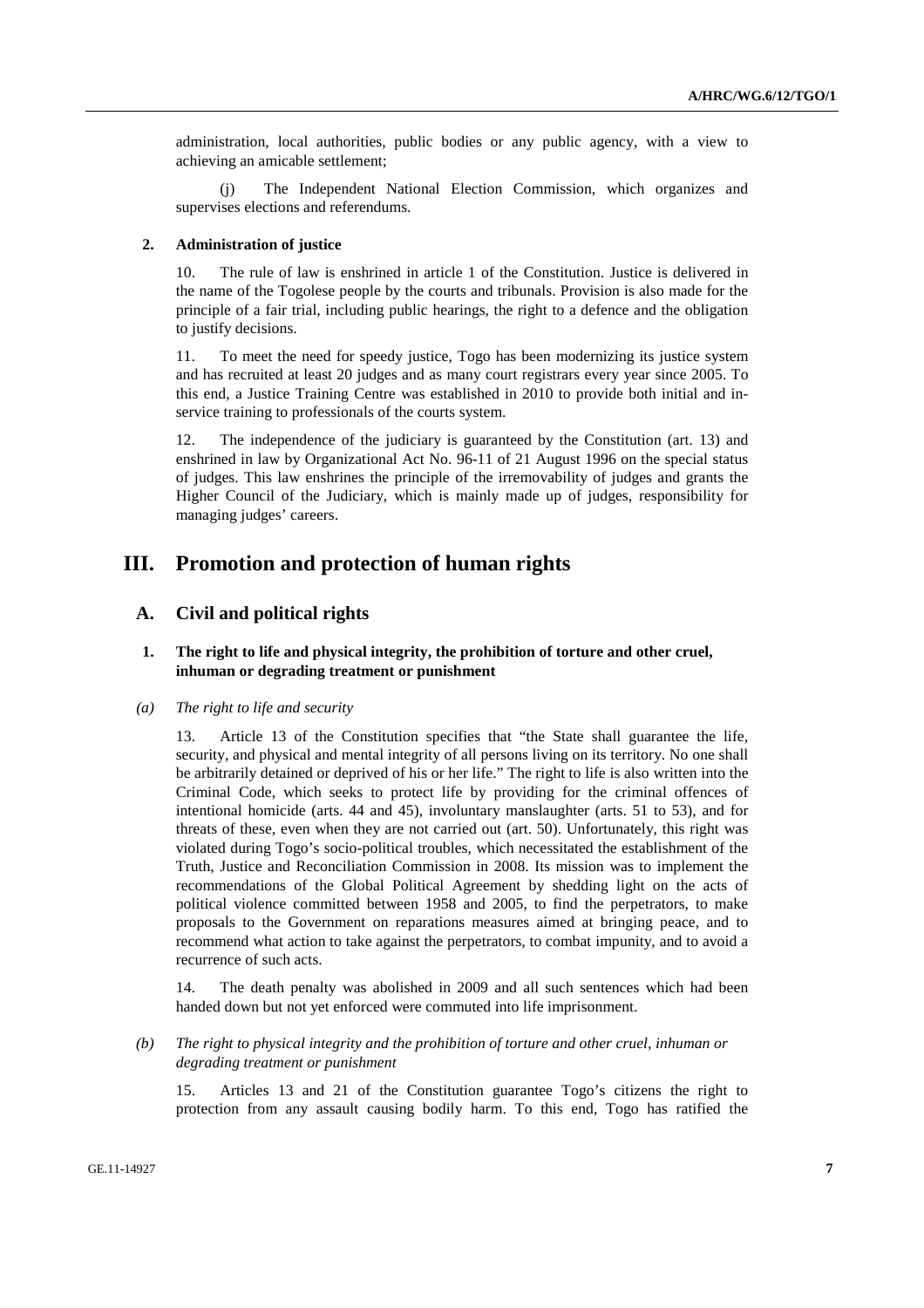administration, local authorities, public bodies or any public agency, with a view to achieving an amicable settlement;

(j) The Independent National Election Commission, which organizes and supervises elections and referendums.

### 2. Administration of justice

10. The rule of law is enshrined in article 1 of the Constitution. Justice is delivered in the name of the Togolese people by the courts and tribunals. Provision is also made for the principle of a fair trial, including public hearings, the right to a defence and the obligation to justify decisions.

11. To meet the need for speedy justice, Togo has been modernizing its justice system and has recruited at least 20 judges and as many court registrars every year since 2005. To this end, a Justice Training Centre was established in 2010 to provide both initial and in-service training to professionals of the courts system.

12. The independence of the judiciary is guaranteed by the Constitution (art. 13) and enshrined in law by Organizational Act No. 96-11 of 21 August 1996 on the special status of judges. This law enshrines the principle of the irremovability of judges and grants the Higher Council of the Judiciary, which is mainly made up of judges, responsibility for managing judges' careers.

# III. Promotion and protection of human rights

## A. Civil and political rights

### 1. The right to life and physical integrity, the prohibition of torture and other cruel, inhuman or degrading treatment or punishment

#### *(a) The right to life and security*

13. Article 13 of the Constitution specifies that "the State shall guarantee the life, security, and physical and mental integrity of all persons living on its territory. No one shall be arbitrarily detained or deprived of his or her life." The right to life is also written into the Criminal Code, which seeks to protect life by providing for the criminal offences of intentional homicide (arts. 44 and 45), involuntary manslaughter (arts. 51 to 53), and for threats of these, even when they are not carried out (art. 50). Unfortunately, this right was violated during Togo's socio-political troubles, which necessitated the establishment of the Truth, Justice and Reconciliation Commission in 2008. Its mission was to implement the recommendations of the Global Political Agreement by shedding light on the acts of political violence committed between 1958 and 2005, to find the perpetrators, to make proposals to the Government on reparations measures aimed at bringing peace, and to recommend what action to take against the perpetrators, to combat impunity, and to avoid a recurrence of such acts.

14. The death penalty was abolished in 2009 and all such sentences which had been handed down but not yet enforced were commuted into life imprisonment.

#### *(b) The right to physical integrity and the prohibition of torture and other cruel, inhuman or degrading treatment or punishment*

15. Articles 13 and 21 of the Constitution guarantee Togo's citizens the right to protection from any assault causing bodily harm. To this end, Togo has ratified the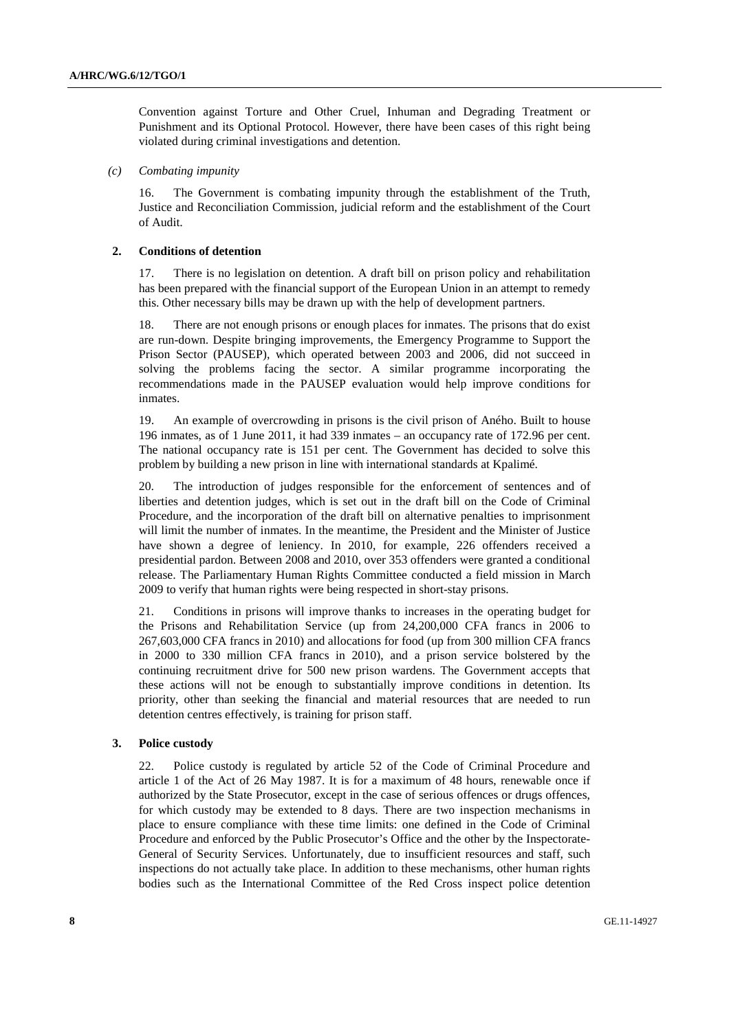Convention against Torture and Other Cruel, Inhuman and Degrading Treatment or Punishment and its Optional Protocol. However, there have been cases of this right being violated during criminal investigations and detention.

*(c) Combating impunity*

16. The Government is combating impunity through the establishment of the Truth, Justice and Reconciliation Commission, judicial reform and the establishment of the Court of Audit.

**2. Conditions of detention**

17. There is no legislation on detention. A draft bill on prison policy and rehabilitation has been prepared with the financial support of the European Union in an attempt to remedy this. Other necessary bills may be drawn up with the help of development partners.

18. There are not enough prisons or enough places for inmates. The prisons that do exist are run-down. Despite bringing improvements, the Emergency Programme to Support the Prison Sector (PAUSEP), which operated between 2003 and 2006, did not succeed in solving the problems facing the sector. A similar programme incorporating the recommendations made in the PAUSEP evaluation would help improve conditions for inmates.

19. An example of overcrowding in prisons is the civil prison of Aného. Built to house 196 inmates, as of 1 June 2011, it had 339 inmates – an occupancy rate of 172.96 per cent. The national occupancy rate is 151 per cent. The Government has decided to solve this problem by building a new prison in line with international standards at Kpalimé.

20. The introduction of judges responsible for the enforcement of sentences and of liberties and detention judges, which is set out in the draft bill on the Code of Criminal Procedure, and the incorporation of the draft bill on alternative penalties to imprisonment will limit the number of inmates. In the meantime, the President and the Minister of Justice have shown a degree of leniency. In 2010, for example, 226 offenders received a presidential pardon. Between 2008 and 2010, over 353 offenders were granted a conditional release. The Parliamentary Human Rights Committee conducted a field mission in March 2009 to verify that human rights were being respected in short-stay prisons.

21. Conditions in prisons will improve thanks to increases in the operating budget for the Prisons and Rehabilitation Service (up from 24,200,000 CFA francs in 2006 to 267,603,000 CFA francs in 2010) and allocations for food (up from 300 million CFA francs in 2000 to 330 million CFA francs in 2010), and a prison service bolstered by the continuing recruitment drive for 500 new prison wardens. The Government accepts that these actions will not be enough to substantially improve conditions in detention. Its priority, other than seeking the financial and material resources that are needed to run detention centres effectively, is training for prison staff.

**3. Police custody**

22. Police custody is regulated by article 52 of the Code of Criminal Procedure and article 1 of the Act of 26 May 1987. It is for a maximum of 48 hours, renewable once if authorized by the State Prosecutor, except in the case of serious offences or drugs offences, for which custody may be extended to 8 days. There are two inspection mechanisms in place to ensure compliance with these time limits: one defined in the Code of Criminal Procedure and enforced by the Public Prosecutor's Office and the other by the Inspectorate-General of Security Services. Unfortunately, due to insufficient resources and staff, such inspections do not actually take place. In addition to these mechanisms, other human rights bodies such as the International Committee of the Red Cross inspect police detention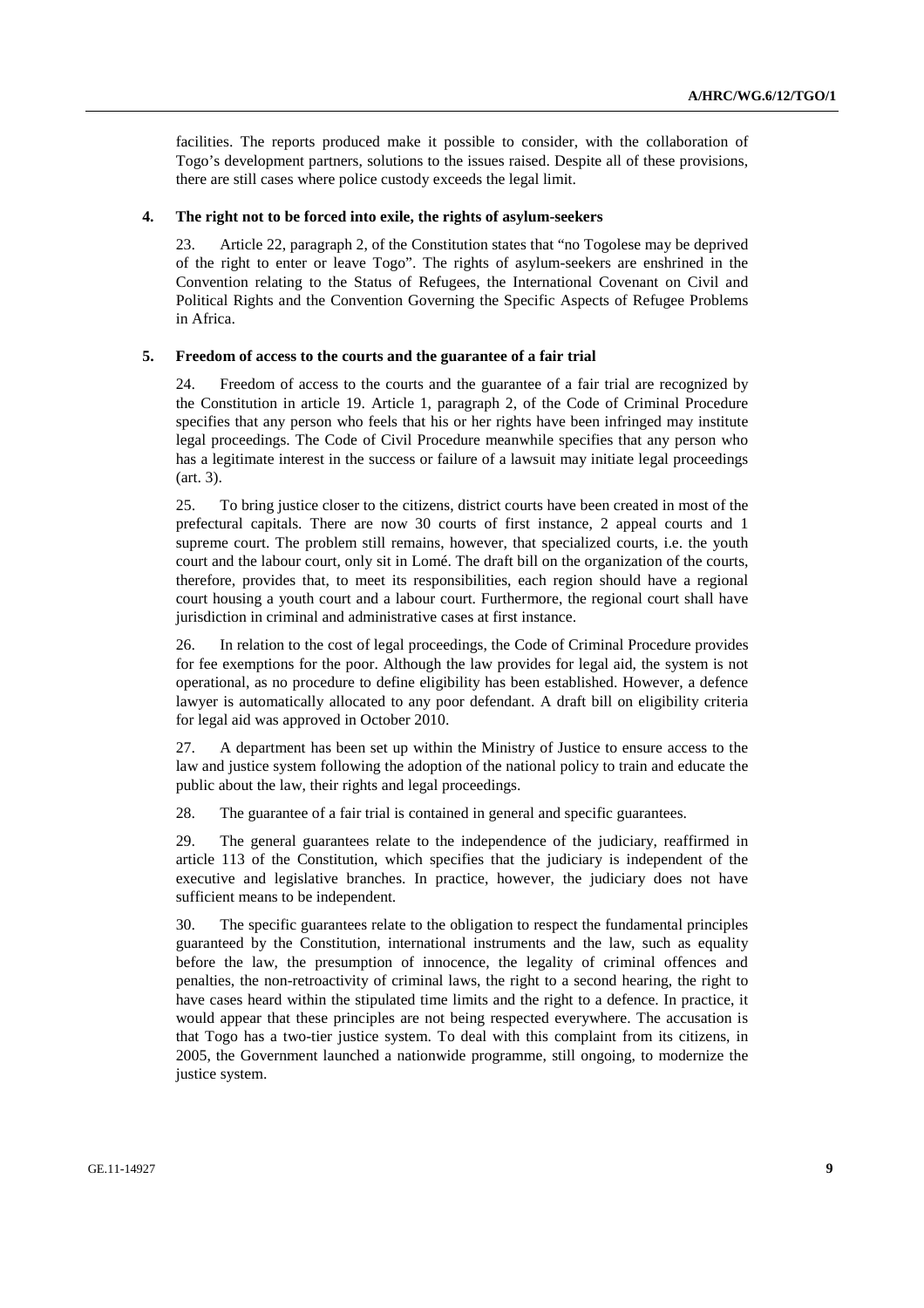facilities. The reports produced make it possible to consider, with the collaboration of Togo's development partners, solutions to the issues raised. Despite all of these provisions, there are still cases where police custody exceeds the legal limit.

### 4. The right not to be forced into exile, the rights of asylum-seekers

23. Article 22, paragraph 2, of the Constitution states that "no Togolese may be deprived of the right to enter or leave Togo". The rights of asylum-seekers are enshrined in the Convention relating to the Status of Refugees, the International Covenant on Civil and Political Rights and the Convention Governing the Specific Aspects of Refugee Problems in Africa.

### 5. Freedom of access to the courts and the guarantee of a fair trial

24. Freedom of access to the courts and the guarantee of a fair trial are recognized by the Constitution in article 19. Article 1, paragraph 2, of the Code of Criminal Procedure specifies that any person who feels that his or her rights have been infringed may institute legal proceedings. The Code of Civil Procedure meanwhile specifies that any person who has a legitimate interest in the success or failure of a lawsuit may initiate legal proceedings (art. 3).

25. To bring justice closer to the citizens, district courts have been created in most of the prefectural capitals. There are now 30 courts of first instance, 2 appeal courts and 1 supreme court. The problem still remains, however, that specialized courts, i.e. the youth court and the labour court, only sit in Lomé. The draft bill on the organization of the courts, therefore, provides that, to meet its responsibilities, each region should have a regional court housing a youth court and a labour court. Furthermore, the regional court shall have jurisdiction in criminal and administrative cases at first instance.

26. In relation to the cost of legal proceedings, the Code of Criminal Procedure provides for fee exemptions for the poor. Although the law provides for legal aid, the system is not operational, as no procedure to define eligibility has been established. However, a defence lawyer is automatically allocated to any poor defendant. A draft bill on eligibility criteria for legal aid was approved in October 2010.

27. A department has been set up within the Ministry of Justice to ensure access to the law and justice system following the adoption of the national policy to train and educate the public about the law, their rights and legal proceedings.

28. The guarantee of a fair trial is contained in general and specific guarantees.

29. The general guarantees relate to the independence of the judiciary, reaffirmed in article 113 of the Constitution, which specifies that the judiciary is independent of the executive and legislative branches. In practice, however, the judiciary does not have sufficient means to be independent.

30. The specific guarantees relate to the obligation to respect the fundamental principles guaranteed by the Constitution, international instruments and the law, such as equality before the law, the presumption of innocence, the legality of criminal offences and penalties, the non-retroactivity of criminal laws, the right to a second hearing, the right to have cases heard within the stipulated time limits and the right to a defence. In practice, it would appear that these principles are not being respected everywhere. The accusation is that Togo has a two-tier justice system. To deal with this complaint from its citizens, in 2005, the Government launched a nationwide programme, still ongoing, to modernize the justice system.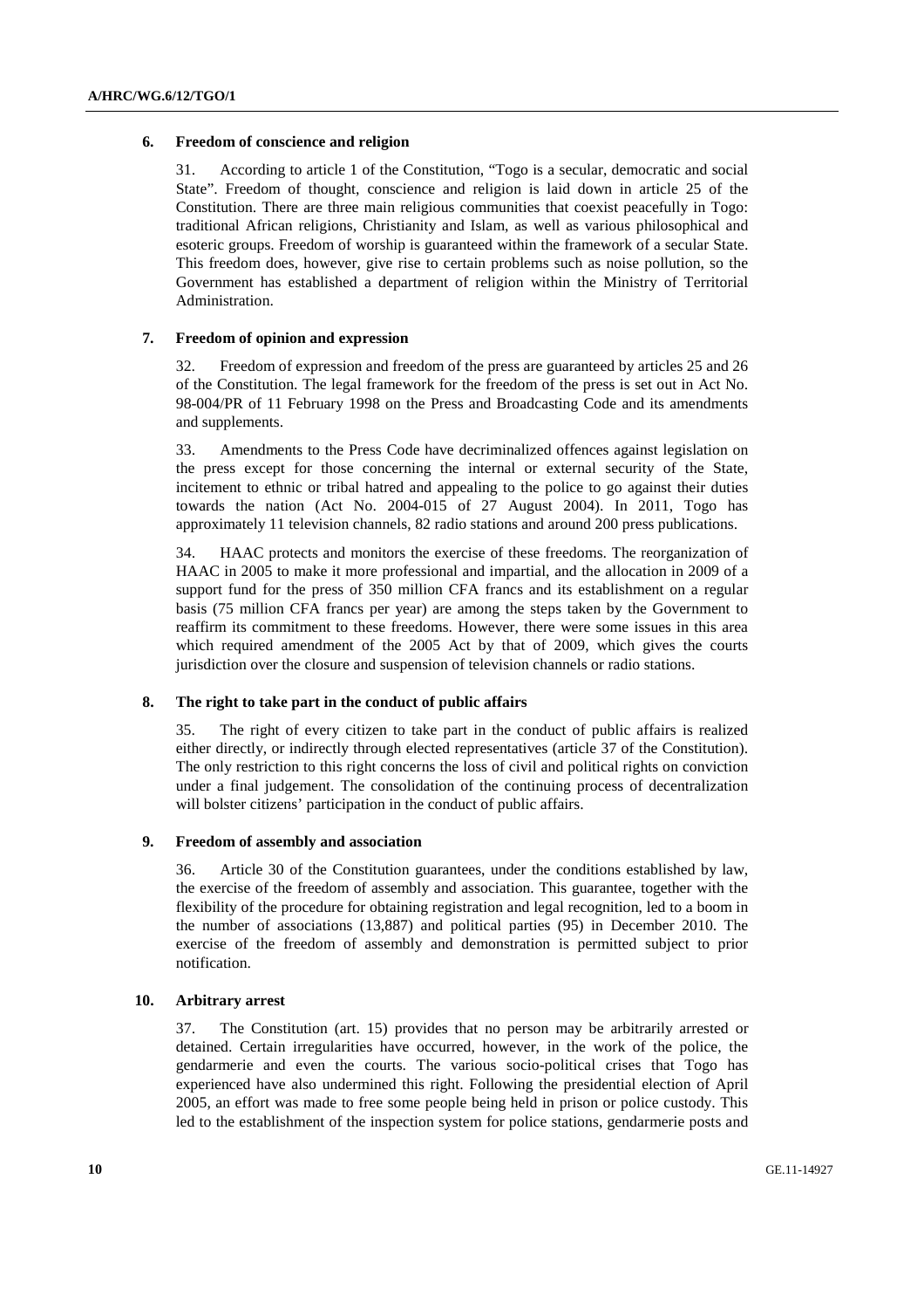### 6. Freedom of conscience and religion

31. According to article 1 of the Constitution, "Togo is a secular, democratic and social State". Freedom of thought, conscience and religion is laid down in article 25 of the Constitution. There are three main religious communities that coexist peacefully in Togo: traditional African religions, Christianity and Islam, as well as various philosophical and esoteric groups. Freedom of worship is guaranteed within the framework of a secular State. This freedom does, however, give rise to certain problems such as noise pollution, so the Government has established a department of religion within the Ministry of Territorial Administration.

### 7. Freedom of opinion and expression

32. Freedom of expression and freedom of the press are guaranteed by articles 25 and 26 of the Constitution. The legal framework for the freedom of the press is set out in Act No. 98-004/PR of 11 February 1998 on the Press and Broadcasting Code and its amendments and supplements.

33. Amendments to the Press Code have decriminalized offences against legislation on the press except for those concerning the internal or external security of the State, incitement to ethnic or tribal hatred and appealing to the police to go against their duties towards the nation (Act No. 2004-015 of 27 August 2004). In 2011, Togo has approximately 11 television channels, 82 radio stations and around 200 press publications.

34. HAAC protects and monitors the exercise of these freedoms. The reorganization of HAAC in 2005 to make it more professional and impartial, and the allocation in 2009 of a support fund for the press of 350 million CFA francs and its establishment on a regular basis (75 million CFA francs per year) are among the steps taken by the Government to reaffirm its commitment to these freedoms. However, there were some issues in this area which required amendment of the 2005 Act by that of 2009, which gives the courts jurisdiction over the closure and suspension of television channels or radio stations.

### 8. The right to take part in the conduct of public affairs

35. The right of every citizen to take part in the conduct of public affairs is realized either directly, or indirectly through elected representatives (article 37 of the Constitution). The only restriction to this right concerns the loss of civil and political rights on conviction under a final judgement. The consolidation of the continuing process of decentralization will bolster citizens' participation in the conduct of public affairs.

### 9. Freedom of assembly and association

36. Article 30 of the Constitution guarantees, under the conditions established by law, the exercise of the freedom of assembly and association. This guarantee, together with the flexibility of the procedure for obtaining registration and legal recognition, led to a boom in the number of associations (13,887) and political parties (95) in December 2010. The exercise of the freedom of assembly and demonstration is permitted subject to prior notification.

### 10. Arbitrary arrest

37. The Constitution (art. 15) provides that no person may be arbitrarily arrested or detained. Certain irregularities have occurred, however, in the work of the police, the gendarmerie and even the courts. The various socio-political crises that Togo has experienced have also undermined this right. Following the presidential election of April 2005, an effort was made to free some people being held in prison or police custody. This led to the establishment of the inspection system for police stations, gendarmerie posts and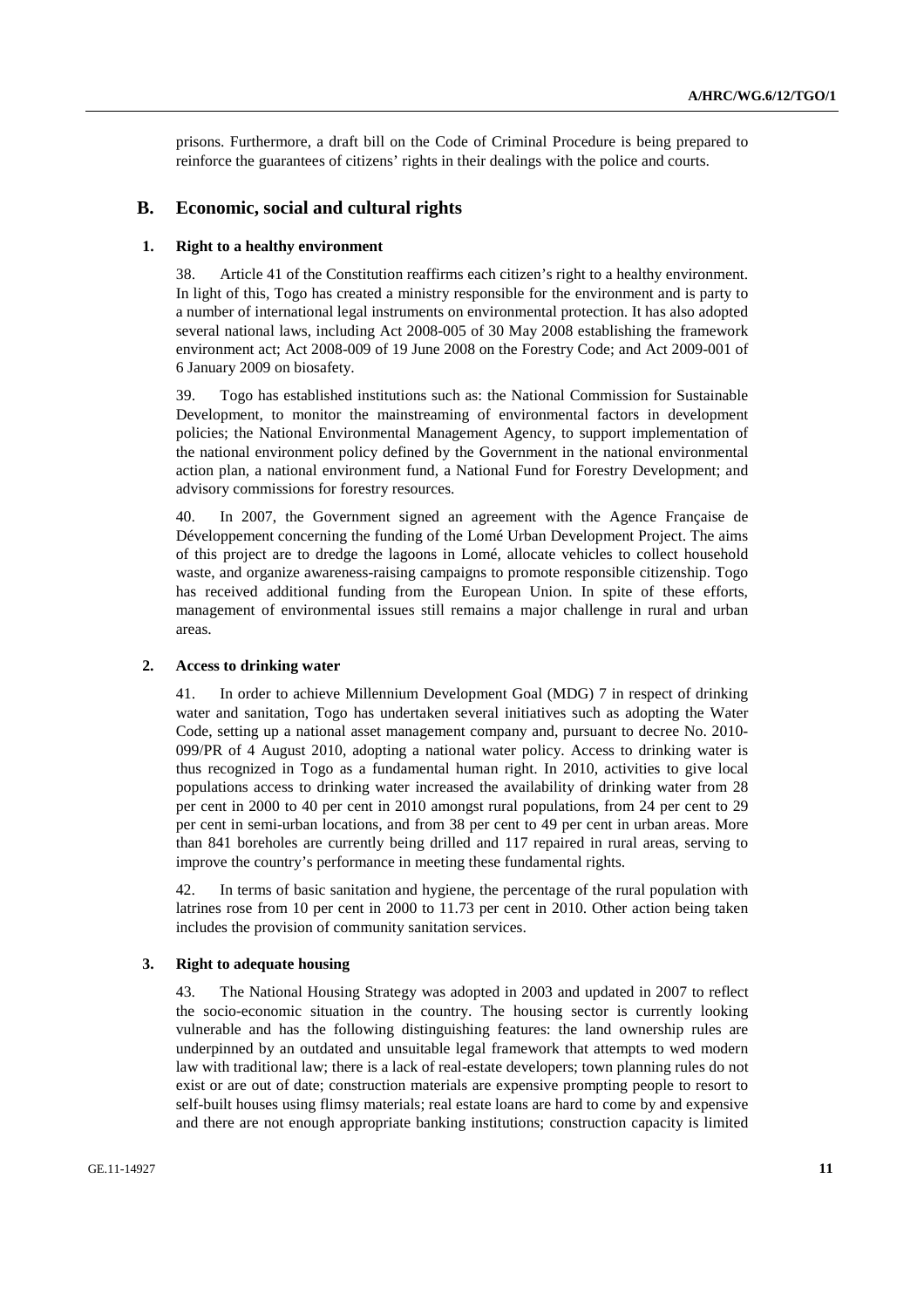prisons. Furthermore, a draft bill on the Code of Criminal Procedure is being prepared to reinforce the guarantees of citizens' rights in their dealings with the police and courts.

## B. Economic, social and cultural rights

### 1. Right to a healthy environment

38. Article 41 of the Constitution reaffirms each citizen's right to a healthy environment. In light of this, Togo has created a ministry responsible for the environment and is party to a number of international legal instruments on environmental protection. It has also adopted several national laws, including Act 2008-005 of 30 May 2008 establishing the framework environment act; Act 2008-009 of 19 June 2008 on the Forestry Code; and Act 2009-001 of 6 January 2009 on biosafety.

39. Togo has established institutions such as: the National Commission for Sustainable Development, to monitor the mainstreaming of environmental factors in development policies; the National Environmental Management Agency, to support implementation of the national environment policy defined by the Government in the national environmental action plan, a national environment fund, a National Fund for Forestry Development; and advisory commissions for forestry resources.

40. In 2007, the Government signed an agreement with the Agence Française de Développement concerning the funding of the Lomé Urban Development Project. The aims of this project are to dredge the lagoons in Lomé, allocate vehicles to collect household waste, and organize awareness-raising campaigns to promote responsible citizenship. Togo has received additional funding from the European Union. In spite of these efforts, management of environmental issues still remains a major challenge in rural and urban areas.

### 2. Access to drinking water

41. In order to achieve Millennium Development Goal (MDG) 7 in respect of drinking water and sanitation, Togo has undertaken several initiatives such as adopting the Water Code, setting up a national asset management company and, pursuant to decree No. 2010-099/PR of 4 August 2010, adopting a national water policy. Access to drinking water is thus recognized in Togo as a fundamental human right. In 2010, activities to give local populations access to drinking water increased the availability of drinking water from 28 per cent in 2000 to 40 per cent in 2010 amongst rural populations, from 24 per cent to 29 per cent in semi-urban locations, and from 38 per cent to 49 per cent in urban areas. More than 841 boreholes are currently being drilled and 117 repaired in rural areas, serving to improve the country's performance in meeting these fundamental rights.

42. In terms of basic sanitation and hygiene, the percentage of the rural population with latrines rose from 10 per cent in 2000 to 11.73 per cent in 2010. Other action being taken includes the provision of community sanitation services.

### 3. Right to adequate housing

43. The National Housing Strategy was adopted in 2003 and updated in 2007 to reflect the socio-economic situation in the country. The housing sector is currently looking vulnerable and has the following distinguishing features: the land ownership rules are underpinned by an outdated and unsuitable legal framework that attempts to wed modern law with traditional law; there is a lack of real-estate developers; town planning rules do not exist or are out of date; construction materials are expensive prompting people to resort to self-built houses using flimsy materials; real estate loans are hard to come by and expensive and there are not enough appropriate banking institutions; construction capacity is limited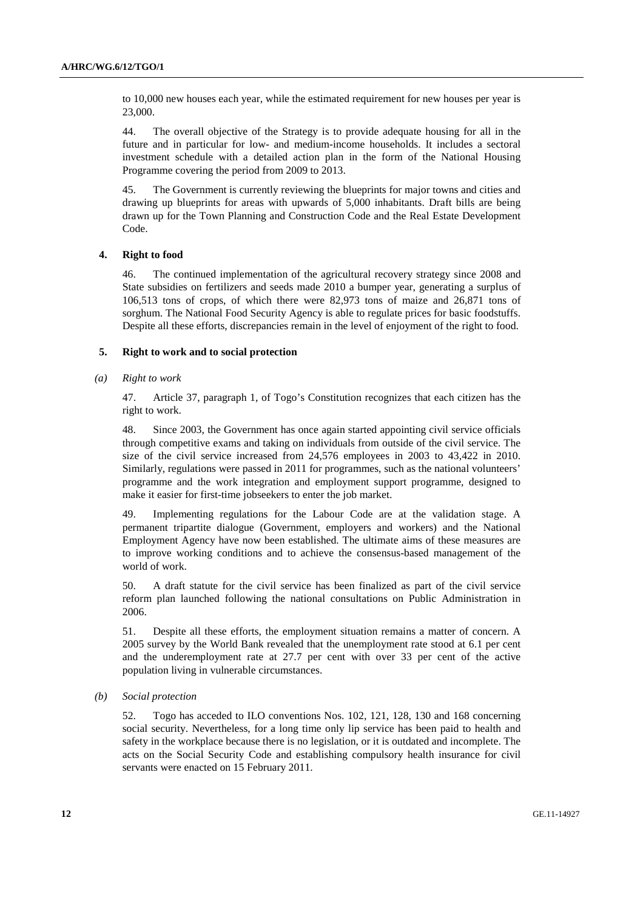to 10,000 new houses each year, while the estimated requirement for new houses per year is 23,000.

44. The overall objective of the Strategy is to provide adequate housing for all in the future and in particular for low- and medium-income households. It includes a sectoral investment schedule with a detailed action plan in the form of the National Housing Programme covering the period from 2009 to 2013.

45. The Government is currently reviewing the blueprints for major towns and cities and drawing up blueprints for areas with upwards of 5,000 inhabitants. Draft bills are being drawn up for the Town Planning and Construction Code and the Real Estate Development Code.

### 4. Right to food

46. The continued implementation of the agricultural recovery strategy since 2008 and State subsidies on fertilizers and seeds made 2010 a bumper year, generating a surplus of 106,513 tons of crops, of which there were 82,973 tons of maize and 26,871 tons of sorghum. The National Food Security Agency is able to regulate prices for basic foodstuffs. Despite all these efforts, discrepancies remain in the level of enjoyment of the right to food.

### 5. Right to work and to social protection

#### *(a) Right to work*

47. Article 37, paragraph 1, of Togo's Constitution recognizes that each citizen has the right to work.

48. Since 2003, the Government has once again started appointing civil service officials through competitive exams and taking on individuals from outside of the civil service. The size of the civil service increased from 24,576 employees in 2003 to 43,422 in 2010. Similarly, regulations were passed in 2011 for programmes, such as the national volunteers' programme and the work integration and employment support programme, designed to make it easier for first-time jobseekers to enter the job market.

49. Implementing regulations for the Labour Code are at the validation stage. A permanent tripartite dialogue (Government, employers and workers) and the National Employment Agency have now been established. The ultimate aims of these measures are to improve working conditions and to achieve the consensus-based management of the world of work.

50. A draft statute for the civil service has been finalized as part of the civil service reform plan launched following the national consultations on Public Administration in 2006.

51. Despite all these efforts, the employment situation remains a matter of concern. A 2005 survey by the World Bank revealed that the unemployment rate stood at 6.1 per cent and the underemployment rate at 27.7 per cent with over 33 per cent of the active population living in vulnerable circumstances.

#### *(b) Social protection*

52. Togo has acceded to ILO conventions Nos. 102, 121, 128, 130 and 168 concerning social security. Nevertheless, for a long time only lip service has been paid to health and safety in the workplace because there is no legislation, or it is outdated and incomplete. The acts on the Social Security Code and establishing compulsory health insurance for civil servants were enacted on 15 February 2011.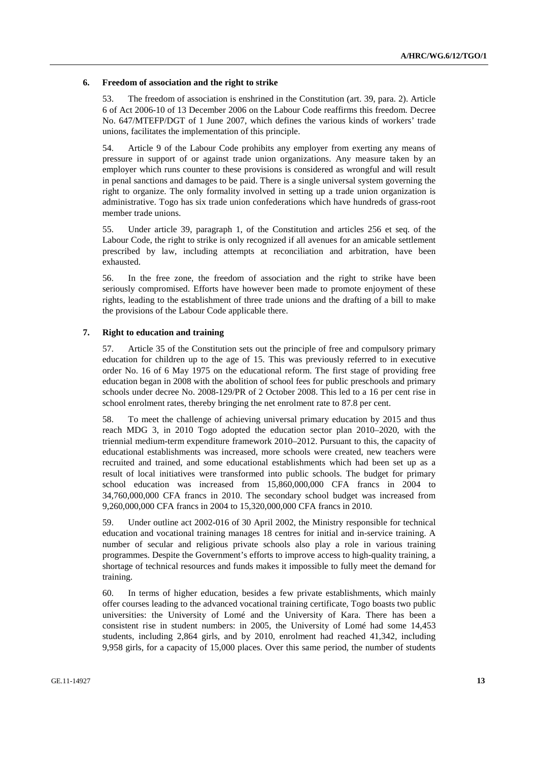### 6. Freedom of association and the right to strike

53. The freedom of association is enshrined in the Constitution (art. 39, para. 2). Article 6 of Act 2006-10 of 13 December 2006 on the Labour Code reaffirms this freedom. Decree No. 647/MTEFP/DGT of 1 June 2007, which defines the various kinds of workers' trade unions, facilitates the implementation of this principle.

54. Article 9 of the Labour Code prohibits any employer from exerting any means of pressure in support of or against trade union organizations. Any measure taken by an employer which runs counter to these provisions is considered as wrongful and will result in penal sanctions and damages to be paid. There is a single universal system governing the right to organize. The only formality involved in setting up a trade union organization is administrative. Togo has six trade union confederations which have hundreds of grass-root member trade unions.

55. Under article 39, paragraph 1, of the Constitution and articles 256 et seq. of the Labour Code, the right to strike is only recognized if all avenues for an amicable settlement prescribed by law, including attempts at reconciliation and arbitration, have been exhausted.

56. In the free zone, the freedom of association and the right to strike have been seriously compromised. Efforts have however been made to promote enjoyment of these rights, leading to the establishment of three trade unions and the drafting of a bill to make the provisions of the Labour Code applicable there.

### 7. Right to education and training

57. Article 35 of the Constitution sets out the principle of free and compulsory primary education for children up to the age of 15. This was previously referred to in executive order No. 16 of 6 May 1975 on the educational reform. The first stage of providing free education began in 2008 with the abolition of school fees for public preschools and primary schools under decree No. 2008-129/PR of 2 October 2008. This led to a 16 per cent rise in school enrolment rates, thereby bringing the net enrolment rate to 87.8 per cent.

58. To meet the challenge of achieving universal primary education by 2015 and thus reach MDG 3, in 2010 Togo adopted the education sector plan 2010–2020, with the triennial medium-term expenditure framework 2010–2012. Pursuant to this, the capacity of educational establishments was increased, more schools were created, new teachers were recruited and trained, and some educational establishments which had been set up as a result of local initiatives were transformed into public schools. The budget for primary school education was increased from 15,860,000,000 CFA francs in 2004 to 34,760,000,000 CFA francs in 2010. The secondary school budget was increased from 9,260,000,000 CFA francs in 2004 to 15,320,000,000 CFA francs in 2010.

59. Under outline act 2002-016 of 30 April 2002, the Ministry responsible for technical education and vocational training manages 18 centres for initial and in-service training. A number of secular and religious private schools also play a role in various training programmes. Despite the Government's efforts to improve access to high-quality training, a shortage of technical resources and funds makes it impossible to fully meet the demand for training.

60. In terms of higher education, besides a few private establishments, which mainly offer courses leading to the advanced vocational training certificate, Togo boasts two public universities: the University of Lomé and the University of Kara. There has been a consistent rise in student numbers: in 2005, the University of Lomé had some 14,453 students, including 2,864 girls, and by 2010, enrolment had reached 41,342, including 9,958 girls, for a capacity of 15,000 places. Over this same period, the number of students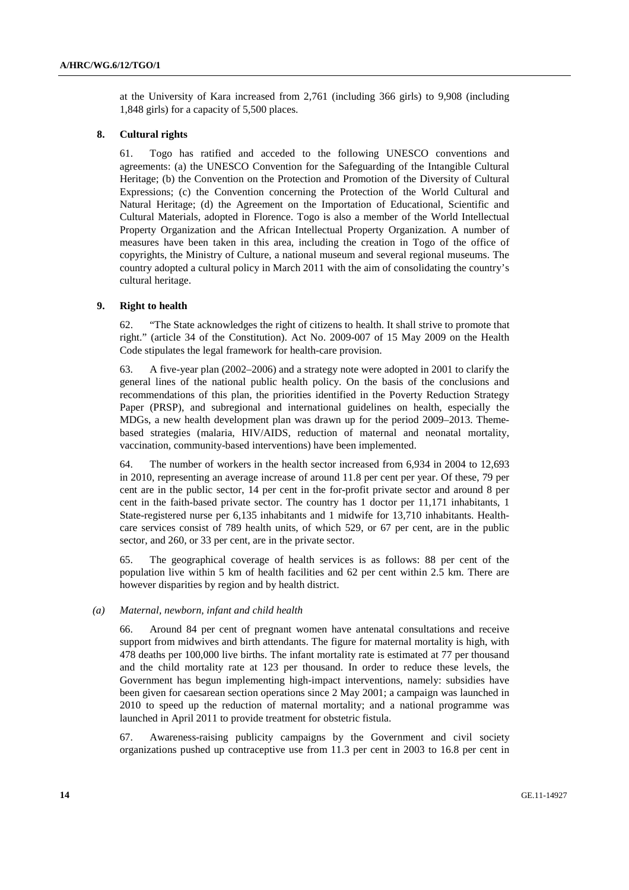at the University of Kara increased from 2,761 (including 366 girls) to 9,908 (including 1,848 girls) for a capacity of 5,500 places.

## 8. Cultural rights

61. Togo has ratified and acceded to the following UNESCO conventions and agreements: (a) the UNESCO Convention for the Safeguarding of the Intangible Cultural Heritage; (b) the Convention on the Protection and Promotion of the Diversity of Cultural Expressions; (c) the Convention concerning the Protection of the World Cultural and Natural Heritage; (d) the Agreement on the Importation of Educational, Scientific and Cultural Materials, adopted in Florence. Togo is also a member of the World Intellectual Property Organization and the African Intellectual Property Organization. A number of measures have been taken in this area, including the creation in Togo of the office of copyrights, the Ministry of Culture, a national museum and several regional museums. The country adopted a cultural policy in March 2011 with the aim of consolidating the country's cultural heritage.

## 9. Right to health

62. "The State acknowledges the right of citizens to health. It shall strive to promote that right." (article 34 of the Constitution). Act No. 2009-007 of 15 May 2009 on the Health Code stipulates the legal framework for health-care provision.

63. A five-year plan (2002–2006) and a strategy note were adopted in 2001 to clarify the general lines of the national public health policy. On the basis of the conclusions and recommendations of this plan, the priorities identified in the Poverty Reduction Strategy Paper (PRSP), and subregional and international guidelines on health, especially the MDGs, a new health development plan was drawn up for the period 2009–2013. Theme-based strategies (malaria, HIV/AIDS, reduction of maternal and neonatal mortality, vaccination, community-based interventions) have been implemented.

64. The number of workers in the health sector increased from 6,934 in 2004 to 12,693 in 2010, representing an average increase of around 11.8 per cent per year. Of these, 79 per cent are in the public sector, 14 per cent in the for-profit private sector and around 8 per cent in the faith-based private sector. The country has 1 doctor per 11,171 inhabitants, 1 State-registered nurse per 6,135 inhabitants and 1 midwife for 13,710 inhabitants. Health-care services consist of 789 health units, of which 529, or 67 per cent, are in the public sector, and 260, or 33 per cent, are in the private sector.

65. The geographical coverage of health services is as follows: 88 per cent of the population live within 5 km of health facilities and 62 per cent within 2.5 km. There are however disparities by region and by health district.

### *(a) Maternal, newborn, infant and child health*

66. Around 84 per cent of pregnant women have antenatal consultations and receive support from midwives and birth attendants. The figure for maternal mortality is high, with 478 deaths per 100,000 live births. The infant mortality rate is estimated at 77 per thousand and the child mortality rate at 123 per thousand. In order to reduce these levels, the Government has begun implementing high-impact interventions, namely: subsidies have been given for caesarean section operations since 2 May 2001; a campaign was launched in 2010 to speed up the reduction of maternal mortality; and a national programme was launched in April 2011 to provide treatment for obstetric fistula.

67. Awareness-raising publicity campaigns by the Government and civil society organizations pushed up contraceptive use from 11.3 per cent in 2003 to 16.8 per cent in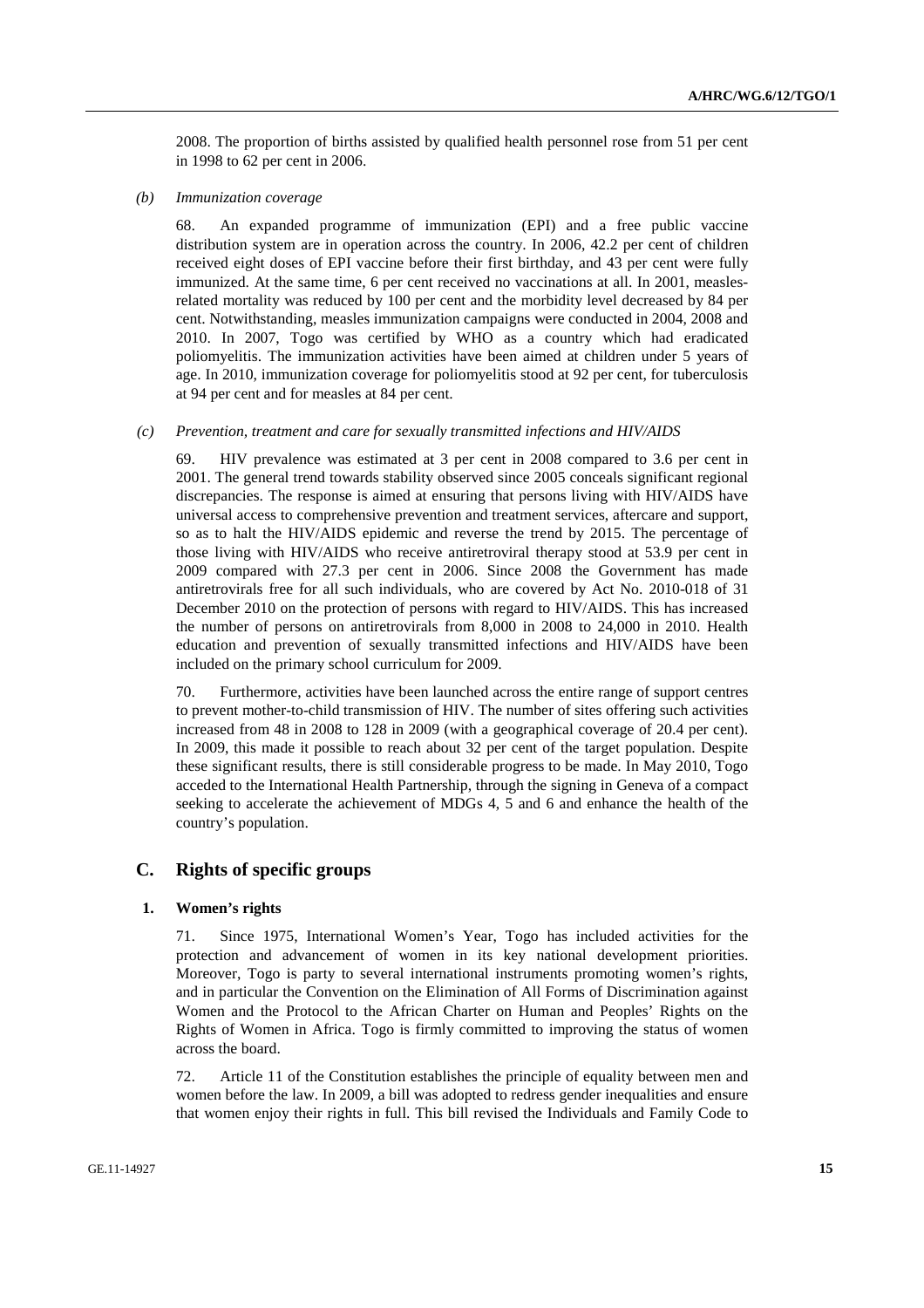2008. The proportion of births assisted by qualified health personnel rose from 51 per cent in 1998 to 62 per cent in 2006.

*(b) Immunization coverage*

68. An expanded programme of immunization (EPI) and a free public vaccine distribution system are in operation across the country. In 2006, 42.2 per cent of children received eight doses of EPI vaccine before their first birthday, and 43 per cent were fully immunized. At the same time, 6 per cent received no vaccinations at all. In 2001, measles-related mortality was reduced by 100 per cent and the morbidity level decreased by 84 per cent. Notwithstanding, measles immunization campaigns were conducted in 2004, 2008 and 2010. In 2007, Togo was certified by WHO as a country which had eradicated poliomyelitis. The immunization activities have been aimed at children under 5 years of age. In 2010, immunization coverage for poliomyelitis stood at 92 per cent, for tuberculosis at 94 per cent and for measles at 84 per cent.

*(c) Prevention, treatment and care for sexually transmitted infections and HIV/AIDS*

69. HIV prevalence was estimated at 3 per cent in 2008 compared to 3.6 per cent in 2001. The general trend towards stability observed since 2005 conceals significant regional discrepancies. The response is aimed at ensuring that persons living with HIV/AIDS have universal access to comprehensive prevention and treatment services, aftercare and support, so as to halt the HIV/AIDS epidemic and reverse the trend by 2015. The percentage of those living with HIV/AIDS who receive antiretroviral therapy stood at 53.9 per cent in 2009 compared with 27.3 per cent in 2006. Since 2008 the Government has made antiretrovirals free for all such individuals, who are covered by Act No. 2010-018 of 31 December 2010 on the protection of persons with regard to HIV/AIDS. This has increased the number of persons on antiretrovirals from 8,000 in 2008 to 24,000 in 2010. Health education and prevention of sexually transmitted infections and HIV/AIDS have been included on the primary school curriculum for 2009.

70. Furthermore, activities have been launched across the entire range of support centres to prevent mother-to-child transmission of HIV. The number of sites offering such activities increased from 48 in 2008 to 128 in 2009 (with a geographical coverage of 20.4 per cent). In 2009, this made it possible to reach about 32 per cent of the target population. Despite these significant results, there is still considerable progress to be made. In May 2010, Togo acceded to the International Health Partnership, through the signing in Geneva of a compact seeking to accelerate the achievement of MDGs 4, 5 and 6 and enhance the health of the country's population.

## C. Rights of specific groups

### 1. Women's rights

71. Since 1975, International Women's Year, Togo has included activities for the protection and advancement of women in its key national development priorities. Moreover, Togo is party to several international instruments promoting women's rights, and in particular the Convention on the Elimination of All Forms of Discrimination against Women and the Protocol to the African Charter on Human and Peoples' Rights on the Rights of Women in Africa. Togo is firmly committed to improving the status of women across the board.

72. Article 11 of the Constitution establishes the principle of equality between men and women before the law. In 2009, a bill was adopted to redress gender inequalities and ensure that women enjoy their rights in full. This bill revised the Individuals and Family Code to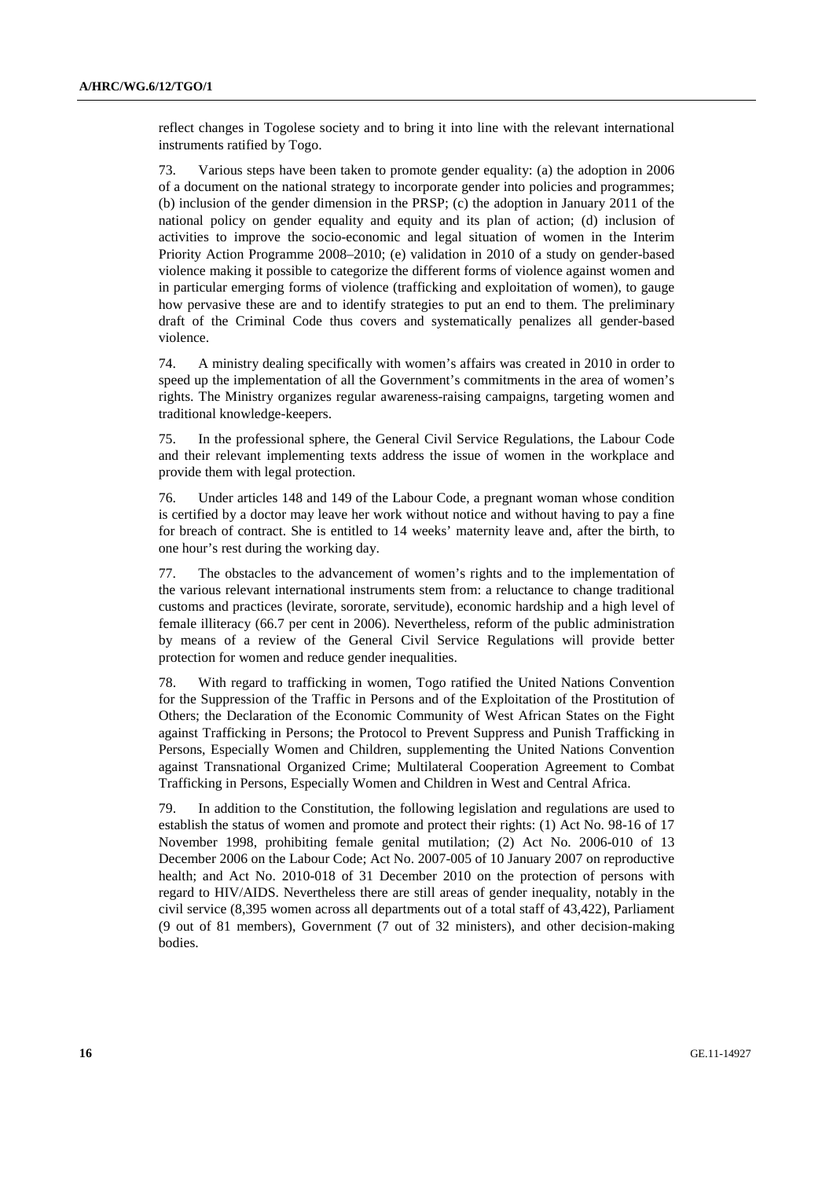reflect changes in Togolese society and to bring it into line with the relevant international instruments ratified by Togo.

73. Various steps have been taken to promote gender equality: (a) the adoption in 2006 of a document on the national strategy to incorporate gender into policies and programmes; (b) inclusion of the gender dimension in the PRSP; (c) the adoption in January 2011 of the national policy on gender equality and equity and its plan of action; (d) inclusion of activities to improve the socio-economic and legal situation of women in the Interim Priority Action Programme 2008–2010; (e) validation in 2010 of a study on gender-based violence making it possible to categorize the different forms of violence against women and in particular emerging forms of violence (trafficking and exploitation of women), to gauge how pervasive these are and to identify strategies to put an end to them. The preliminary draft of the Criminal Code thus covers and systematically penalizes all gender-based violence.

74. A ministry dealing specifically with women's affairs was created in 2010 in order to speed up the implementation of all the Government's commitments in the area of women's rights. The Ministry organizes regular awareness-raising campaigns, targeting women and traditional knowledge-keepers.

75. In the professional sphere, the General Civil Service Regulations, the Labour Code and their relevant implementing texts address the issue of women in the workplace and provide them with legal protection.

76. Under articles 148 and 149 of the Labour Code, a pregnant woman whose condition is certified by a doctor may leave her work without notice and without having to pay a fine for breach of contract. She is entitled to 14 weeks' maternity leave and, after the birth, to one hour's rest during the working day.

77. The obstacles to the advancement of women's rights and to the implementation of the various relevant international instruments stem from: a reluctance to change traditional customs and practices (levirate, sororate, servitude), economic hardship and a high level of female illiteracy (66.7 per cent in 2006). Nevertheless, reform of the public administration by means of a review of the General Civil Service Regulations will provide better protection for women and reduce gender inequalities.

78. With regard to trafficking in women, Togo ratified the United Nations Convention for the Suppression of the Traffic in Persons and of the Exploitation of the Prostitution of Others; the Declaration of the Economic Community of West African States on the Fight against Trafficking in Persons; the Protocol to Prevent Suppress and Punish Trafficking in Persons, Especially Women and Children, supplementing the United Nations Convention against Transnational Organized Crime; Multilateral Cooperation Agreement to Combat Trafficking in Persons, Especially Women and Children in West and Central Africa.

79. In addition to the Constitution, the following legislation and regulations are used to establish the status of women and promote and protect their rights: (1) Act No. 98-16 of 17 November 1998, prohibiting female genital mutilation; (2) Act No. 2006-010 of 13 December 2006 on the Labour Code; Act No. 2007-005 of 10 January 2007 on reproductive health; and Act No. 2010-018 of 31 December 2010 on the protection of persons with regard to HIV/AIDS. Nevertheless there are still areas of gender inequality, notably in the civil service (8,395 women across all departments out of a total staff of 43,422), Parliament (9 out of 81 members), Government (7 out of 32 ministers), and other decision-making bodies.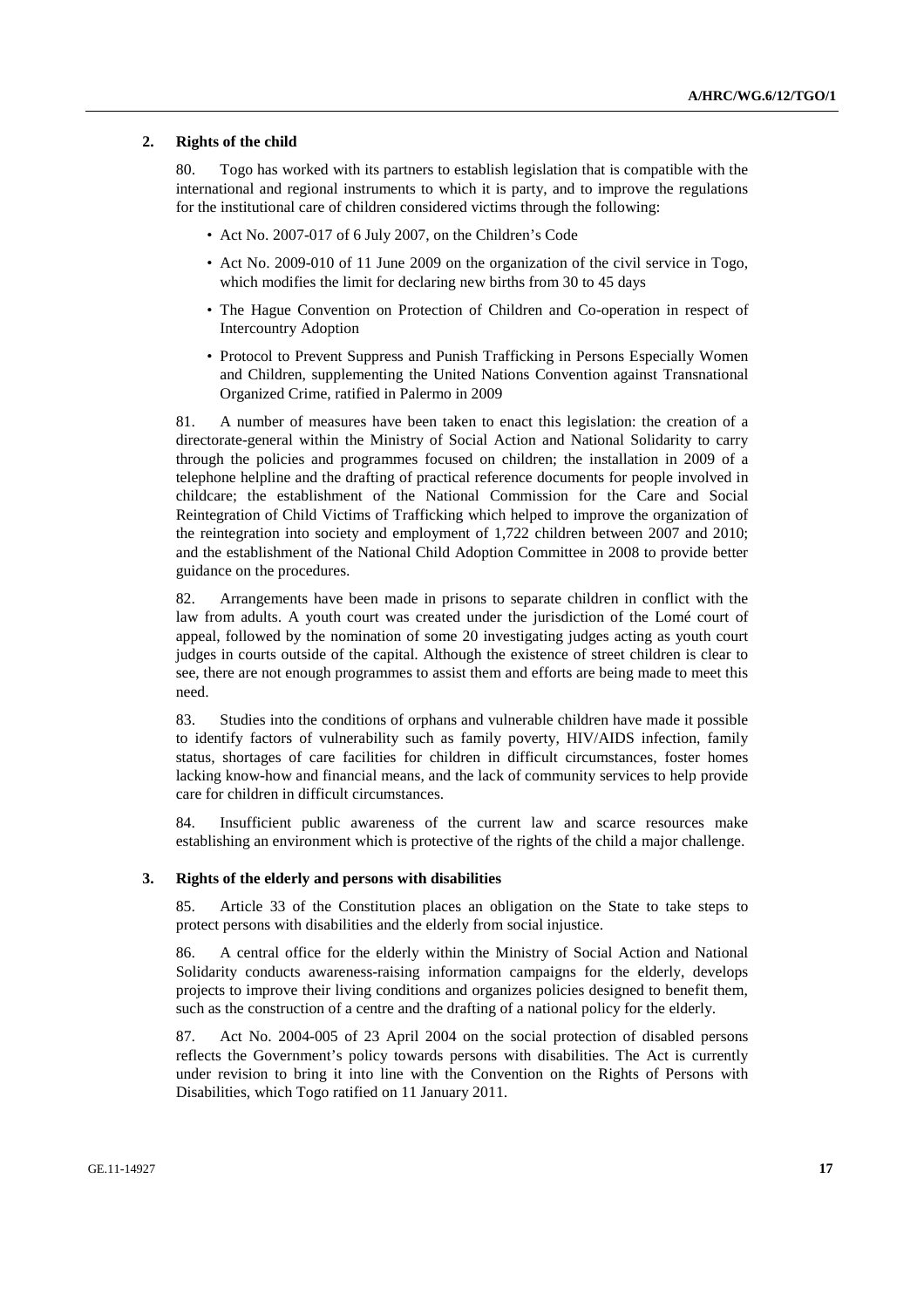### 2. Rights of the child

80. Togo has worked with its partners to establish legislation that is compatible with the international and regional instruments to which it is party, and to improve the regulations for the institutional care of children considered victims through the following:

- Act No. 2007-017 of 6 July 2007, on the Children's Code
- Act No. 2009-010 of 11 June 2009 on the organization of the civil service in Togo, which modifies the limit for declaring new births from 30 to 45 days
- The Hague Convention on Protection of Children and Co-operation in respect of Intercountry Adoption
- Protocol to Prevent Suppress and Punish Trafficking in Persons Especially Women and Children, supplementing the United Nations Convention against Transnational Organized Crime, ratified in Palermo in 2009

81. A number of measures have been taken to enact this legislation: the creation of a directorate-general within the Ministry of Social Action and National Solidarity to carry through the policies and programmes focused on children; the installation in 2009 of a telephone helpline and the drafting of practical reference documents for people involved in childcare; the establishment of the National Commission for the Care and Social Reintegration of Child Victims of Trafficking which helped to improve the organization of the reintegration into society and employment of 1,722 children between 2007 and 2010; and the establishment of the National Child Adoption Committee in 2008 to provide better guidance on the procedures.

82. Arrangements have been made in prisons to separate children in conflict with the law from adults. A youth court was created under the jurisdiction of the Lomé court of appeal, followed by the nomination of some 20 investigating judges acting as youth court judges in courts outside of the capital. Although the existence of street children is clear to see, there are not enough programmes to assist them and efforts are being made to meet this need.

83. Studies into the conditions of orphans and vulnerable children have made it possible to identify factors of vulnerability such as family poverty, HIV/AIDS infection, family status, shortages of care facilities for children in difficult circumstances, foster homes lacking know-how and financial means, and the lack of community services to help provide care for children in difficult circumstances.

84. Insufficient public awareness of the current law and scarce resources make establishing an environment which is protective of the rights of the child a major challenge.

### 3. Rights of the elderly and persons with disabilities

85. Article 33 of the Constitution places an obligation on the State to take steps to protect persons with disabilities and the elderly from social injustice.

86. A central office for the elderly within the Ministry of Social Action and National Solidarity conducts awareness-raising information campaigns for the elderly, develops projects to improve their living conditions and organizes policies designed to benefit them, such as the construction of a centre and the drafting of a national policy for the elderly.

87. Act No. 2004-005 of 23 April 2004 on the social protection of disabled persons reflects the Government's policy towards persons with disabilities. The Act is currently under revision to bring it into line with the Convention on the Rights of Persons with Disabilities, which Togo ratified on 11 January 2011.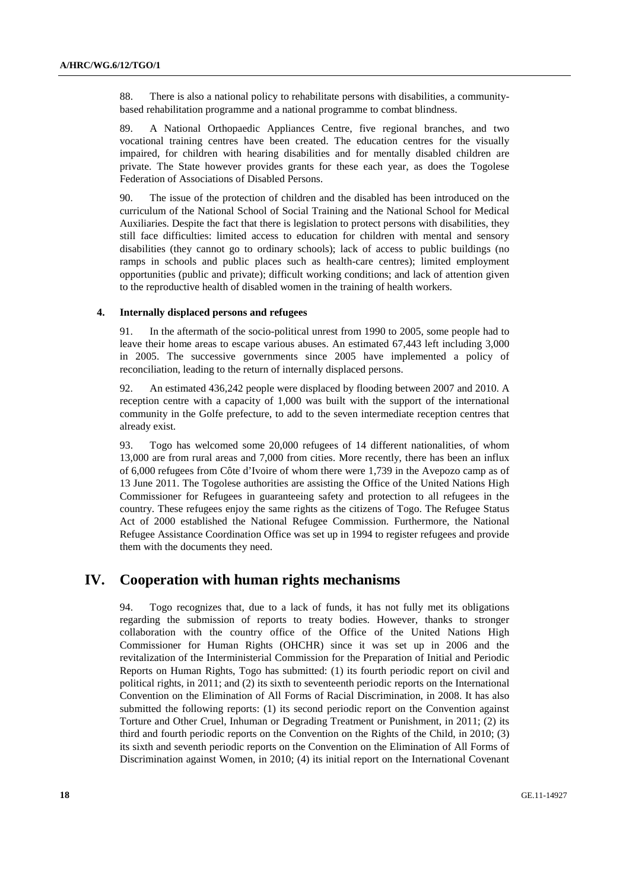88. There is also a national policy to rehabilitate persons with disabilities, a community-based rehabilitation programme and a national programme to combat blindness.

89. A National Orthopaedic Appliances Centre, five regional branches, and two vocational training centres have been created. The education centres for the visually impaired, for children with hearing disabilities and for mentally disabled children are private. The State however provides grants for these each year, as does the Togolese Federation of Associations of Disabled Persons.

90. The issue of the protection of children and the disabled has been introduced on the curriculum of the National School of Social Training and the National School for Medical Auxiliaries. Despite the fact that there is legislation to protect persons with disabilities, they still face difficulties: limited access to education for children with mental and sensory disabilities (they cannot go to ordinary schools); lack of access to public buildings (no ramps in schools and public places such as health-care centres); limited employment opportunities (public and private); difficult working conditions; and lack of attention given to the reproductive health of disabled women in the training of health workers.

#### 4. Internally displaced persons and refugees

91. In the aftermath of the socio-political unrest from 1990 to 2005, some people had to leave their home areas to escape various abuses. An estimated 67,443 left including 3,000 in 2005. The successive governments since 2005 have implemented a policy of reconciliation, leading to the return of internally displaced persons.

92. An estimated 436,242 people were displaced by flooding between 2007 and 2010. A reception centre with a capacity of 1,000 was built with the support of the international community in the Golfe prefecture, to add to the seven intermediate reception centres that already exist.

93. Togo has welcomed some 20,000 refugees of 14 different nationalities, of whom 13,000 are from rural areas and 7,000 from cities. More recently, there has been an influx of 6,000 refugees from Côte d'Ivoire of whom there were 1,739 in the Avepozo camp as of 13 June 2011. The Togolese authorities are assisting the Office of the United Nations High Commissioner for Refugees in guaranteeing safety and protection to all refugees in the country. These refugees enjoy the same rights as the citizens of Togo. The Refugee Status Act of 2000 established the National Refugee Commission. Furthermore, the National Refugee Assistance Coordination Office was set up in 1994 to register refugees and provide them with the documents they need.

## IV. Cooperation with human rights mechanisms

94. Togo recognizes that, due to a lack of funds, it has not fully met its obligations regarding the submission of reports to treaty bodies. However, thanks to stronger collaboration with the country office of the Office of the United Nations High Commissioner for Human Rights (OHCHR) since it was set up in 2006 and the revitalization of the Interministerial Commission for the Preparation of Initial and Periodic Reports on Human Rights, Togo has submitted: (1) its fourth periodic report on civil and political rights, in 2011; and (2) its sixth to seventeenth periodic reports on the International Convention on the Elimination of All Forms of Racial Discrimination, in 2008. It has also submitted the following reports: (1) its second periodic report on the Convention against Torture and Other Cruel, Inhuman or Degrading Treatment or Punishment, in 2011; (2) its third and fourth periodic reports on the Convention on the Rights of the Child, in 2010; (3) its sixth and seventh periodic reports on the Convention on the Elimination of All Forms of Discrimination against Women, in 2010; (4) its initial report on the International Covenant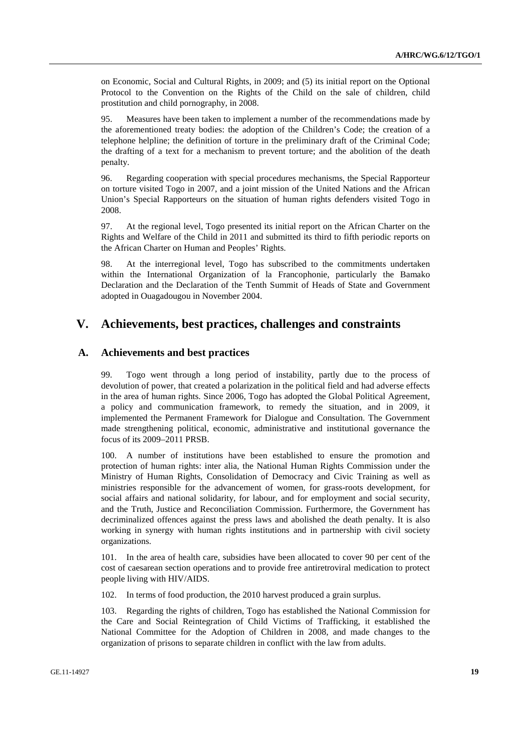on Economic, Social and Cultural Rights, in 2009; and (5) its initial report on the Optional Protocol to the Convention on the Rights of the Child on the sale of children, child prostitution and child pornography, in 2008.

95. Measures have been taken to implement a number of the recommendations made by the aforementioned treaty bodies: the adoption of the Children's Code; the creation of a telephone helpline; the definition of torture in the preliminary draft of the Criminal Code; the drafting of a text for a mechanism to prevent torture; and the abolition of the death penalty.

96. Regarding cooperation with special procedures mechanisms, the Special Rapporteur on torture visited Togo in 2007, and a joint mission of the United Nations and the African Union's Special Rapporteurs on the situation of human rights defenders visited Togo in 2008.

97. At the regional level, Togo presented its initial report on the African Charter on the Rights and Welfare of the Child in 2011 and submitted its third to fifth periodic reports on the African Charter on Human and Peoples' Rights.

98. At the interregional level, Togo has subscribed to the commitments undertaken within the International Organization of la Francophonie, particularly the Bamako Declaration and the Declaration of the Tenth Summit of Heads of State and Government adopted in Ouagadougou in November 2004.

# V. Achievements, best practices, challenges and constraints

## A. Achievements and best practices

99. Togo went through a long period of instability, partly due to the process of devolution of power, that created a polarization in the political field and had adverse effects in the area of human rights. Since 2006, Togo has adopted the Global Political Agreement, a policy and communication framework, to remedy the situation, and in 2009, it implemented the Permanent Framework for Dialogue and Consultation. The Government made strengthening political, economic, administrative and institutional governance the focus of its 2009–2011 PRSB.

100. A number of institutions have been established to ensure the promotion and protection of human rights: inter alia, the National Human Rights Commission under the Ministry of Human Rights, Consolidation of Democracy and Civic Training as well as ministries responsible for the advancement of women, for grass-roots development, for social affairs and national solidarity, for labour, and for employment and social security, and the Truth, Justice and Reconciliation Commission. Furthermore, the Government has decriminalized offences against the press laws and abolished the death penalty. It is also working in synergy with human rights institutions and in partnership with civil society organizations.

101. In the area of health care, subsidies have been allocated to cover 90 per cent of the cost of caesarean section operations and to provide free antiretroviral medication to protect people living with HIV/AIDS.

102. In terms of food production, the 2010 harvest produced a grain surplus.

103. Regarding the rights of children, Togo has established the National Commission for the Care and Social Reintegration of Child Victims of Trafficking, it established the National Committee for the Adoption of Children in 2008, and made changes to the organization of prisons to separate children in conflict with the law from adults.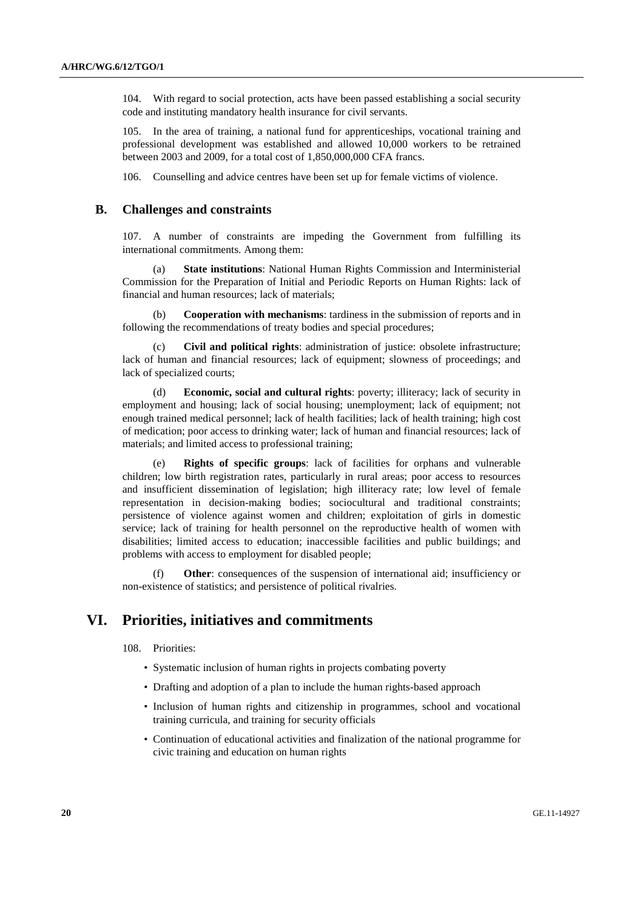104. With regard to social protection, acts have been passed establishing a social security code and instituting mandatory health insurance for civil servants.

105. In the area of training, a national fund for apprenticeships, vocational training and professional development was established and allowed 10,000 workers to be retrained between 2003 and 2009, for a total cost of 1,850,000,000 CFA francs.

106. Counselling and advice centres have been set up for female victims of violence.

## B. Challenges and constraints

107. A number of constraints are impeding the Government from fulfilling its international commitments. Among them:

(a) **State institutions**: National Human Rights Commission and Interministerial Commission for the Preparation of Initial and Periodic Reports on Human Rights: lack of financial and human resources; lack of materials;

(b) **Cooperation with mechanisms**: tardiness in the submission of reports and in following the recommendations of treaty bodies and special procedures;

(c) **Civil and political rights**: administration of justice: obsolete infrastructure; lack of human and financial resources; lack of equipment; slowness of proceedings; and lack of specialized courts;

(d) **Economic, social and cultural rights**: poverty; illiteracy; lack of security in employment and housing; lack of social housing; unemployment; lack of equipment; not enough trained medical personnel; lack of health facilities; lack of health training; high cost of medication; poor access to drinking water; lack of human and financial resources; lack of materials; and limited access to professional training;

(e) **Rights of specific groups**: lack of facilities for orphans and vulnerable children; low birth registration rates, particularly in rural areas; poor access to resources and insufficient dissemination of legislation; high illiteracy rate; low level of female representation in decision-making bodies; sociocultural and traditional constraints; persistence of violence against women and children; exploitation of girls in domestic service; lack of training for health personnel on the reproductive health of women with disabilities; limited access to education; inaccessible facilities and public buildings; and problems with access to employment for disabled people;

(f) **Other**: consequences of the suspension of international aid; insufficiency or non-existence of statistics; and persistence of political rivalries.

# VI. Priorities, initiatives and commitments

108. Priorities:

- Systematic inclusion of human rights in projects combating poverty
- Drafting and adoption of a plan to include the human rights-based approach
- Inclusion of human rights and citizenship in programmes, school and vocational training curricula, and training for security officials
- Continuation of educational activities and finalization of the national programme for civic training and education on human rights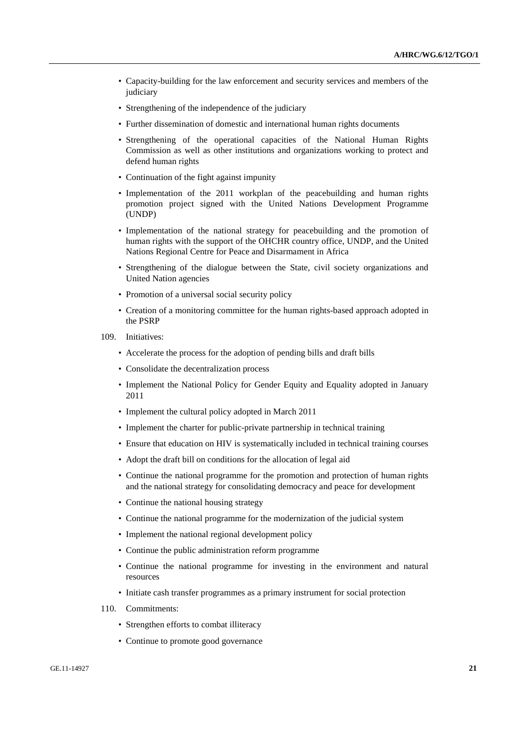- Capacity-building for the law enforcement and security services and members of the judiciary
- Strengthening of the independence of the judiciary
- Further dissemination of domestic and international human rights documents
- Strengthening of the operational capacities of the National Human Rights Commission as well as other institutions and organizations working to protect and defend human rights
- Continuation of the fight against impunity
- Implementation of the 2011 workplan of the peacebuilding and human rights promotion project signed with the United Nations Development Programme (UNDP)
- Implementation of the national strategy for peacebuilding and the promotion of human rights with the support of the OHCHR country office, UNDP, and the United Nations Regional Centre for Peace and Disarmament in Africa
- Strengthening of the dialogue between the State, civil society organizations and United Nation agencies
- Promotion of a universal social security policy
- Creation of a monitoring committee for the human rights-based approach adopted in the PSRP

109. Initiatives:

- Accelerate the process for the adoption of pending bills and draft bills
- Consolidate the decentralization process
- Implement the National Policy for Gender Equity and Equality adopted in January 2011
- Implement the cultural policy adopted in March 2011
- Implement the charter for public-private partnership in technical training
- Ensure that education on HIV is systematically included in technical training courses
- Adopt the draft bill on conditions for the allocation of legal aid
- Continue the national programme for the promotion and protection of human rights and the national strategy for consolidating democracy and peace for development
- Continue the national housing strategy
- Continue the national programme for the modernization of the judicial system
- Implement the national regional development policy
- Continue the public administration reform programme
- Continue the national programme for investing in the environment and natural resources
- Initiate cash transfer programmes as a primary instrument for social protection

110. Commitments:

- Strengthen efforts to combat illiteracy
- Continue to promote good governance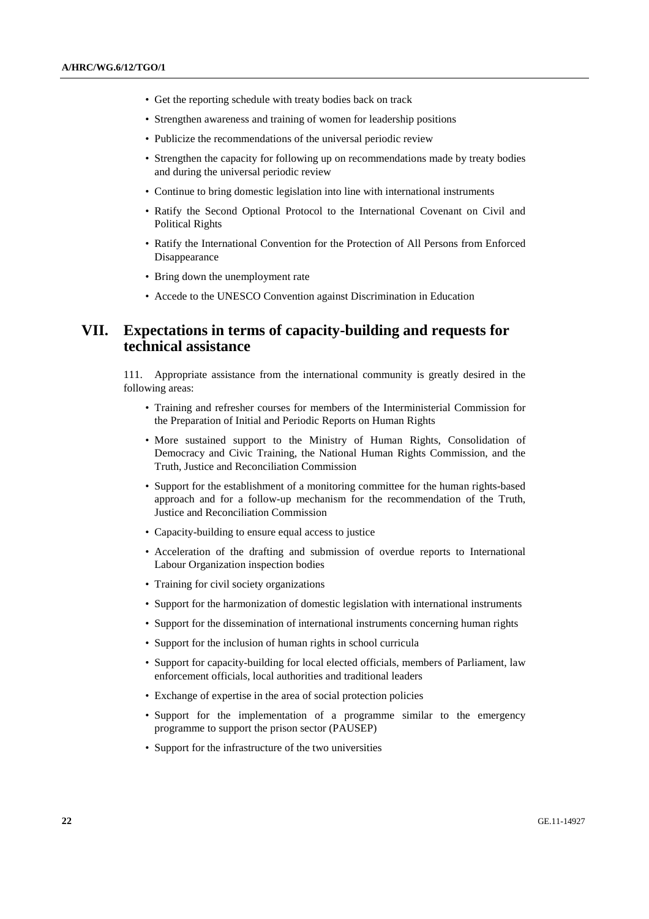- Get the reporting schedule with treaty bodies back on track
- Strengthen awareness and training of women for leadership positions
- Publicize the recommendations of the universal periodic review
- Strengthen the capacity for following up on recommendations made by treaty bodies and during the universal periodic review
- Continue to bring domestic legislation into line with international instruments
- Ratify the Second Optional Protocol to the International Covenant on Civil and Political Rights
- Ratify the International Convention for the Protection of All Persons from Enforced Disappearance
- Bring down the unemployment rate
- Accede to the UNESCO Convention against Discrimination in Education

# VII. Expectations in terms of capacity-building and requests for technical assistance

111. Appropriate assistance from the international community is greatly desired in the following areas:

- Training and refresher courses for members of the Interministerial Commission for the Preparation of Initial and Periodic Reports on Human Rights
- More sustained support to the Ministry of Human Rights, Consolidation of Democracy and Civic Training, the National Human Rights Commission, and the Truth, Justice and Reconciliation Commission
- Support for the establishment of a monitoring committee for the human rights-based approach and for a follow-up mechanism for the recommendation of the Truth, Justice and Reconciliation Commission
- Capacity-building to ensure equal access to justice
- Acceleration of the drafting and submission of overdue reports to International Labour Organization inspection bodies
- Training for civil society organizations
- Support for the harmonization of domestic legislation with international instruments
- Support for the dissemination of international instruments concerning human rights
- Support for the inclusion of human rights in school curricula
- Support for capacity-building for local elected officials, members of Parliament, law enforcement officials, local authorities and traditional leaders
- Exchange of expertise in the area of social protection policies
- Support for the implementation of a programme similar to the emergency programme to support the prison sector (PAUSEP)
- Support for the infrastructure of the two universities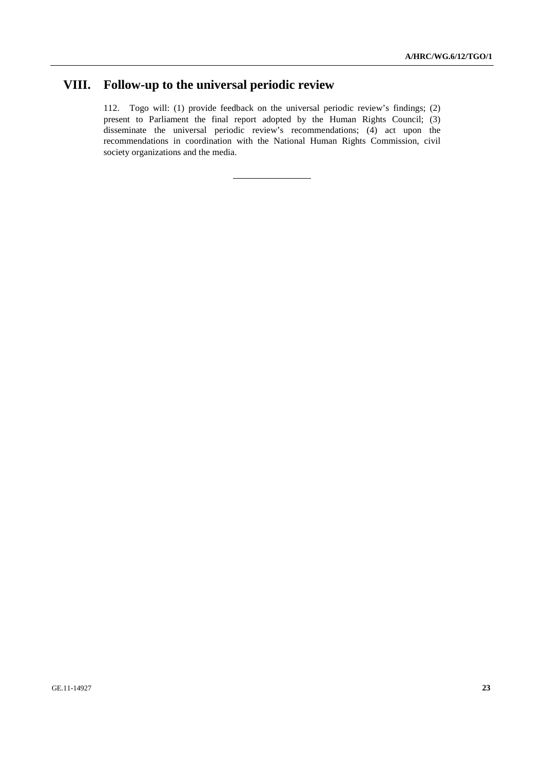# VIII. Follow-up to the universal periodic review

112. Togo will: (1) provide feedback on the universal periodic review's findings; (2) present to Parliament the final report adopted by the Human Rights Council; (3) disseminate the universal periodic review's recommendations; (4) act upon the recommendations in coordination with the National Human Rights Commission, civil society organizations and the media.